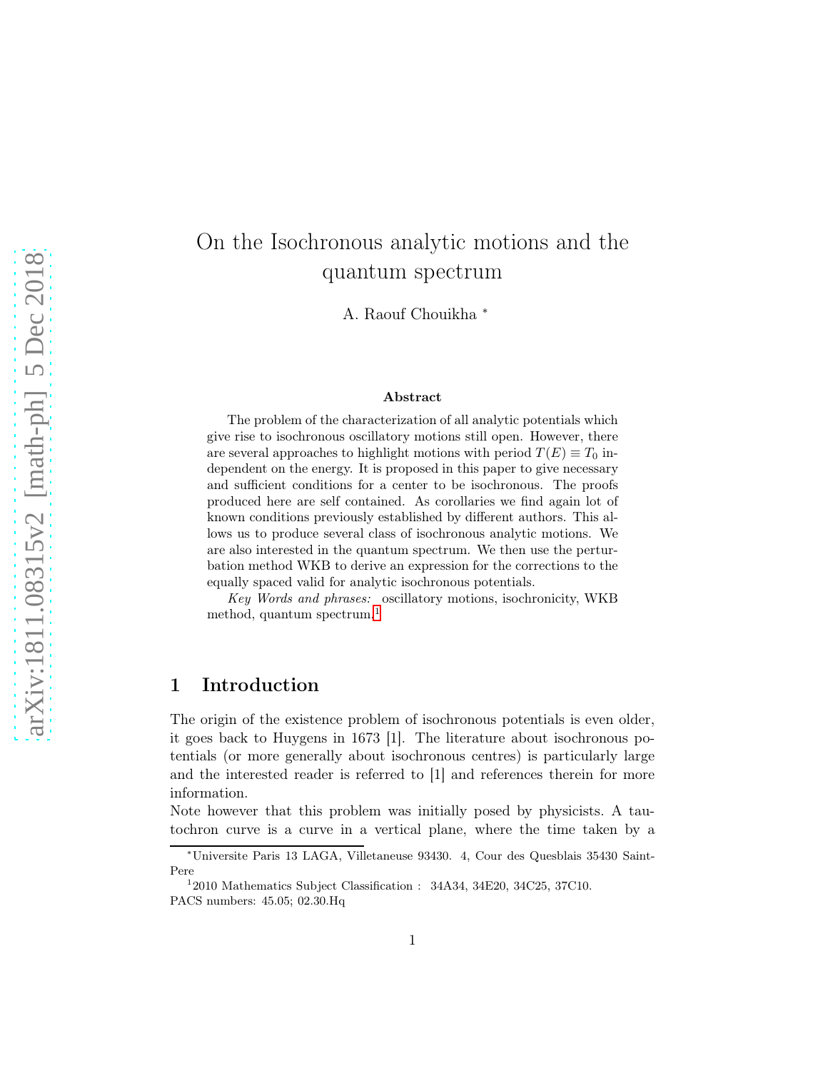# On the Isochronous analytic motions and the quantum spectrum

A. Raouf Chouikha [*]

### Abstract

The problem of the characterization of all analytic potentials which give rise to isochronous oscillatory motions still open. However, there are several approaches to highlight motions with period $T(E) \equiv T_0$ independent on the energy. It is proposed in this paper to give necessary and sufficient conditions for a center to be isochronous. The proofs produced here are self contained. As corollaries we find again lot of known conditions previously established by different authors. This allows us to produce several class of isochronous analytic motions. We are also interested in the quantum spectrum. We then use the perturbation method WKB to derive an expression for the corrections to the equally spaced valid for analytic isochronous potentials.

*Key Words and phrases:* oscillatory motions, isochronicity, WKB method, quantum spectrum.[1]

## 1 Introduction

The origin of the existence problem of isochronous potentials is even older, it goes back to Huygens in 1673 [1]. The literature about isochronous potentials (or more generally about isochronous centres) is particularly large and the interested reader is referred to [1] and references therein for more information.

Note however that this problem was initially posed by physicists. A tautochron curve is a curve in a vertical plane, where the time taken by a

---

[*] Universite Paris 13 LAGA, Villetaneuse 93430. 4, Cour des Quesblais 35430 Saint-Pere

[1] 2010 Mathematics Subject Classification : 34A34, 34E20, 34C25, 37C10.
PACS numbers: 45.05; 02.30.Hq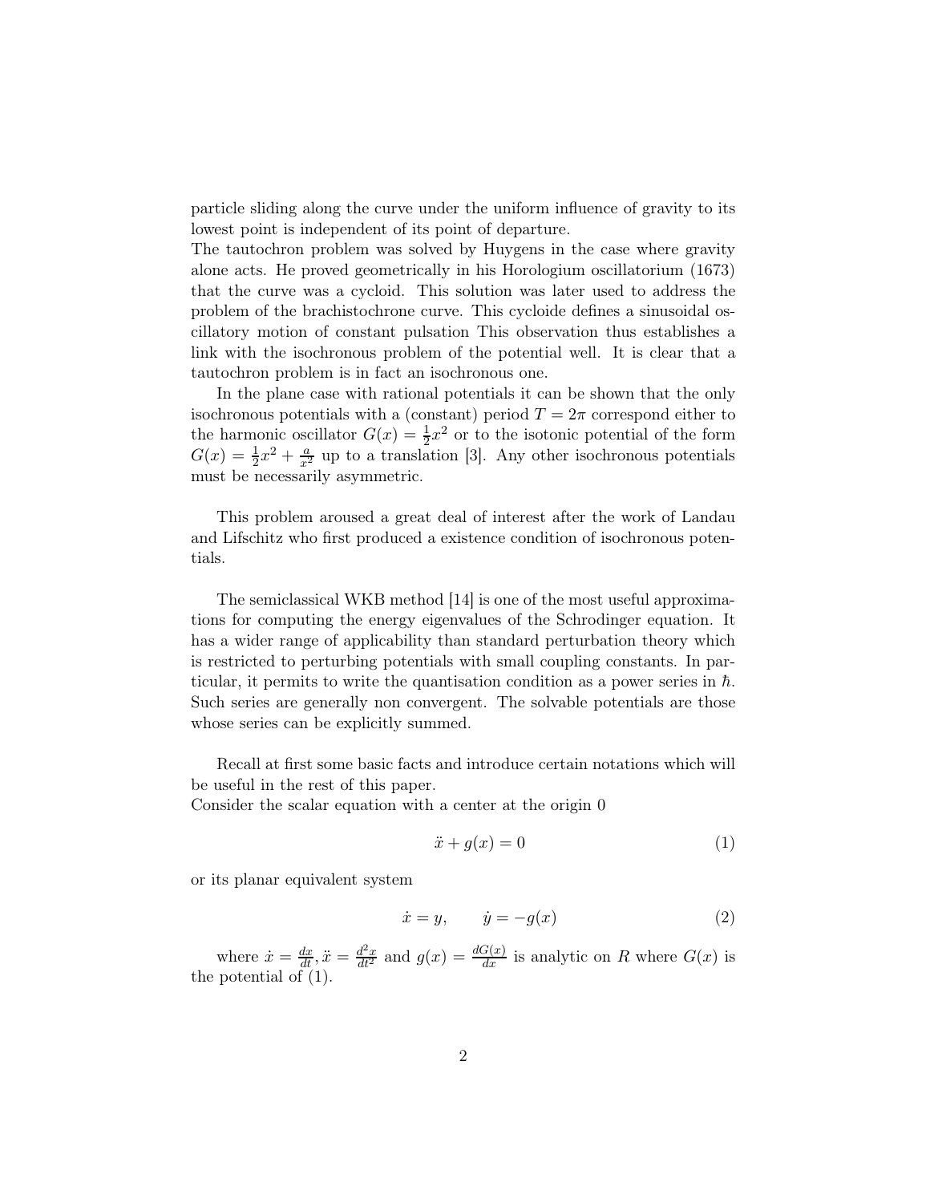particle sliding along the curve under the uniform influence of gravity to its lowest point is independent of its point of departure.
The tautochron problem was solved by Huygens in the case where gravity alone acts. He proved geometrically in his Horologium oscillatorium (1673) that the curve was a cycloid. This solution was later used to address the problem of the brachistochrone curve. This cycloide defines a sinusoidal oscillatory motion of constant pulsation This observation thus establishes a link with the isochronous problem of the potential well. It is clear that a tautochron problem is in fact an isochronous one.

In the plane case with rational potentials it can be shown that the only isochronous potentials with a (constant) period $T = 2\pi$ correspond either to the harmonic oscillator $G(x) = \frac{1}{2}x^2$ or to the isotonic potential of the form $G(x) = \frac{1}{2}x^2 + \frac{a}{x^2}$ up to a translation [3]. Any other isochronous potentials must be necessarily asymmetric.

This problem aroused a great deal of interest after the work of Landau and Lifschitz who first produced a existence condition of isochronous potentials.

The semiclassical WKB method [14] is one of the most useful approximations for computing the energy eigenvalues of the Schrodinger equation. It has a wider range of applicability than standard perturbation theory which is restricted to perturbing potentials with small coupling constants. In particular, it permits to write the quantisation condition as a power series in $\hbar$. Such series are generally non convergent. The solvable potentials are those whose series can be explicitly summed.

Recall at first some basic facts and introduce certain notations which will be useful in the rest of this paper.
Consider the scalar equation with a center at the origin 0

$$\ddot{x} + g(x) = 0 \tag{1}$$

or its planar equivalent system

$$\dot{x} = y, \qquad \dot{y} = -g(x) \tag{2}$$

where $\dot{x} = \frac{dx}{dt}, \ddot{x} = \frac{d^2x}{dt^2}$ and $g(x) = \frac{dG(x)}{dx}$ is analytic on $R$ where $G(x)$ is the potential of (1).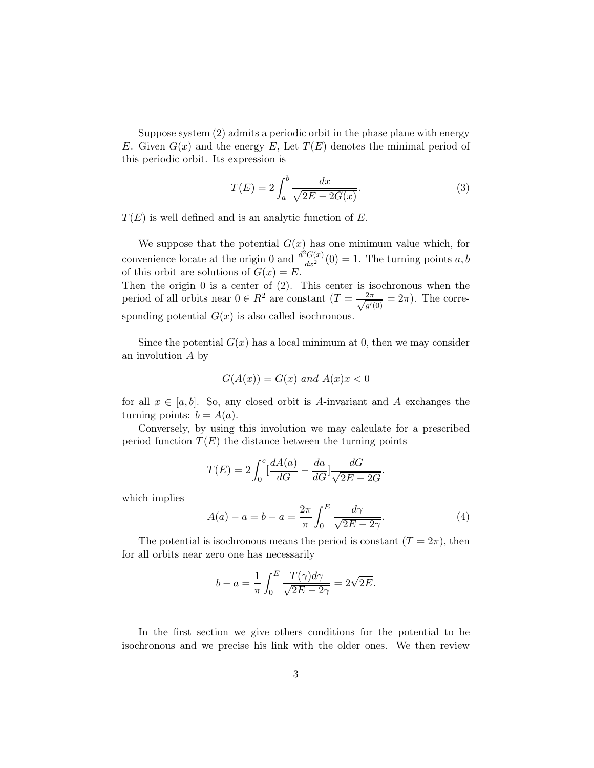Suppose system (2) admits a periodic orbit in the phase plane with energy $E$. Given $G(x)$ and the energy $E$, Let $T(E)$ denotes the minimal period of this periodic orbit. Its expression is

$$T(E) = 2\int_a^b \frac{dx}{\sqrt{2E - 2G(x)}}. \tag{3}$$

$T(E)$ is well defined and is an analytic function of $E$.

We suppose that the potential $G(x)$ has one minimum value which, for convenience locate at the origin 0 and $\frac{d^2G(x)}{dx^2}(0) = 1$. The turning points $a, b$ of this orbit are solutions of $G(x) = E$.
Then the origin 0 is a center of (2). This center is isochronous when the period of all orbits near $0 \in R^2$ are constant ($T = \frac{2\pi}{\sqrt{g'(0)}} = 2\pi$). The corresponding potential $G(x)$ is also called isochronous.

Since the potential $G(x)$ has a local minimum at 0, then we may consider an involution $A$ by

$$G(A(x)) = G(x) \text{ } and \text{ } A(x)x < 0$$

for all $x \in [a, b]$. So, any closed orbit is $A$-invariant and $A$ exchanges the turning points: $b = A(a)$.

Conversely, by using this involution we may calculate for a prescribed period function $T(E)$ the distance between the turning points

$$T(E) = 2\int_0^c [\frac{dA(a)}{dG} - \frac{da}{dG}]\frac{dG}{\sqrt{2E - 2G}}.$$

which implies

$$A(a) - a = b - a = \frac{2\pi}{\pi}\int_0^E \frac{d\gamma}{\sqrt{2E - 2\gamma}}. \tag{4}$$

The potential is isochronous means the period is constant ($T = 2\pi$), then for all orbits near zero one has necessarily

$$b - a = \frac{1}{\pi}\int_0^E \frac{T(\gamma)d\gamma}{\sqrt{2E - 2\gamma}} = 2\sqrt{2E}.$$

In the first section we give others conditions for the potential to be isochronous and we precise his link with the older ones. We then review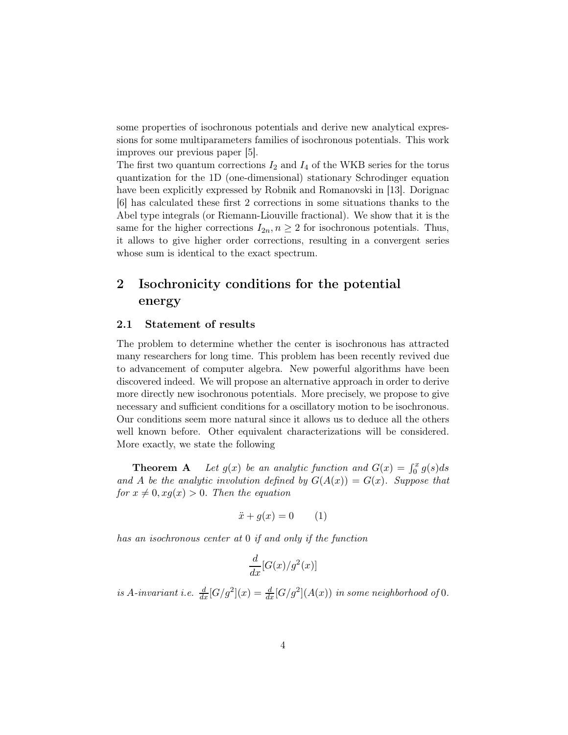some properties of isochronous potentials and derive new analytical expressions for some multiparameters families of isochronous potentials. This work improves our previous paper [5].
The first two quantum corrections $I_2$ and $I_4$ of the WKB series for the torus quantization for the 1D (one-dimensional) stationary Schrodinger equation have been explicitly expressed by Robnik and Romanovski in [13]. Dorignac [6] has calculated these first 2 corrections in some situations thanks to the Abel type integrals (or Riemann-Liouville fractional). We show that it is the same for the higher corrections $I_{2n}, n \geq 2$ for isochronous potentials. Thus, it allows to give higher order corrections, resulting in a convergent series whose sum is identical to the exact spectrum.

## 2 Isochronicity conditions for the potential energy

### 2.1 Statement of results

The problem to determine whether the center is isochronous has attracted many researchers for long time. This problem has been recently revived due to advancement of computer algebra. New powerful algorithms have been discovered indeed. We will propose an alternative approach in order to derive more directly new isochronous potentials. More precisely, we propose to give necessary and sufficient conditions for a oscillatory motion to be isochronous. Our conditions seem more natural since it allows us to deduce all the others well known before. Other equivalent characterizations will be considered. More exactly, we state the following

**Theorem A** *Let $g(x)$ be an analytic function and $G(x) = \int_0^x g(s)ds$ and $A$ be the analytic involution defined by $G(A(x)) = G(x)$. Suppose that for $x \neq 0, xg(x) > 0$. Then the equation*

$$\ddot{x} + g(x) = 0 \qquad (1)$$

*has an isochronous center at* 0 *if and only if the function*

$$\frac{d}{dx}[G(x)/g^2(x)]$$

*is $A$-invariant i.e. $\frac{d}{dx}[G/g^2](x) = \frac{d}{dx}[G/g^2](A(x))$ in some neighborhood of* 0.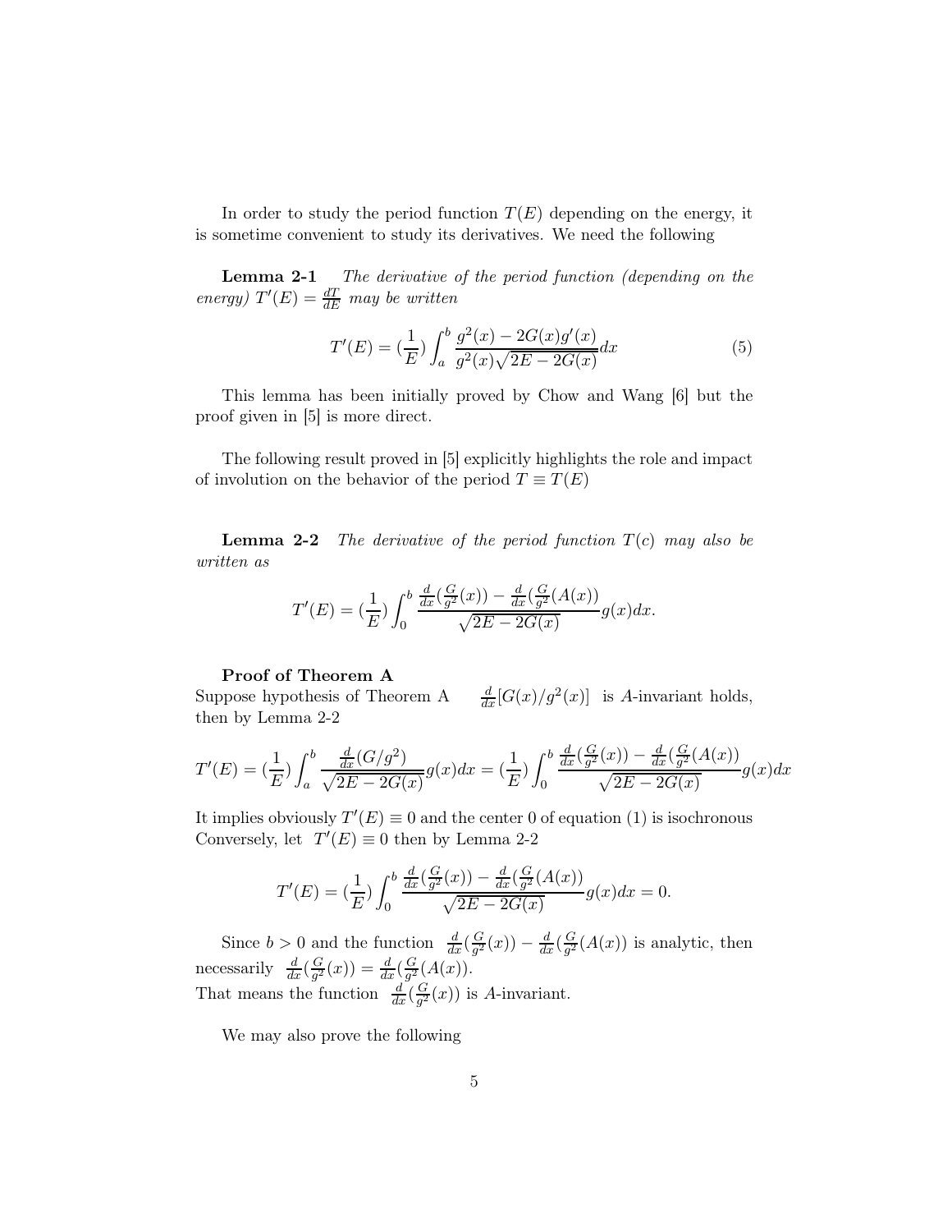In order to study the period function $T(E)$ depending on the energy, it is sometime convenient to study its derivatives. We need the following

**Lemma 2-1** *The derivative of the period function (depending on the energy) $T'(E) = \frac{dT}{dE}$ may be written*

$$T'(E) = (\frac{1}{E}) \int_a^b \frac{g^2(x) - 2G(x)g'(x)}{g^2(x)\sqrt{2E - 2G(x)}} dx \tag{5}$$

This lemma has been initially proved by Chow and Wang [6] but the proof given in [5] is more direct.

The following result proved in [5] explicitly highlights the role and impact of involution on the behavior of the period $T \equiv T(E)$

**Lemma 2-2** *The derivative of the period function $T(c)$ may also be written as*

$$T'(E) = (\frac{1}{E}) \int_0^b \frac{\frac{d}{dx}(\frac{G}{g^2}(x)) - \frac{d}{dx}(\frac{G}{g^2}(A(x))}{\sqrt{2E - 2G(x)}} g(x) dx.$$

**Proof of Theorem A**

Suppose hypothesis of Theorem A $\quad \frac{d}{dx}[G(x)/g^2(x)]$ is $A$-invariant holds, then by Lemma 2-2

$$T'(E) = (\frac{1}{E}) \int_a^b \frac{\frac{d}{dx}(G/g^2)}{\sqrt{2E - 2G(x)}} g(x) dx = (\frac{1}{E}) \int_0^b \frac{\frac{d}{dx}(\frac{G}{g^2}(x)) - \frac{d}{dx}(\frac{G}{g^2}(A(x))}{\sqrt{2E - 2G(x)}} g(x) dx$$

It implies obviously $T'(E) \equiv 0$ and the center 0 of equation (1) is isochronous Conversely, let $T'(E) \equiv 0$ then by Lemma 2-2

$$T'(E) = (\frac{1}{E}) \int_0^b \frac{\frac{d}{dx}(\frac{G}{g^2}(x)) - \frac{d}{dx}(\frac{G}{g^2}(A(x))}{\sqrt{2E - 2G(x)}} g(x) dx = 0.$$

Since $b > 0$ and the function $\frac{d}{dx}(\frac{G}{g^2}(x)) - \frac{d}{dx}(\frac{G}{g^2}(A(x))$ is analytic, then necessarily $\frac{d}{dx}(\frac{G}{g^2}(x)) = \frac{d}{dx}(\frac{G}{g^2}(A(x))$.
That means the function $\frac{d}{dx}(\frac{G}{g^2}(x))$ is $A$-invariant.

We may also prove the following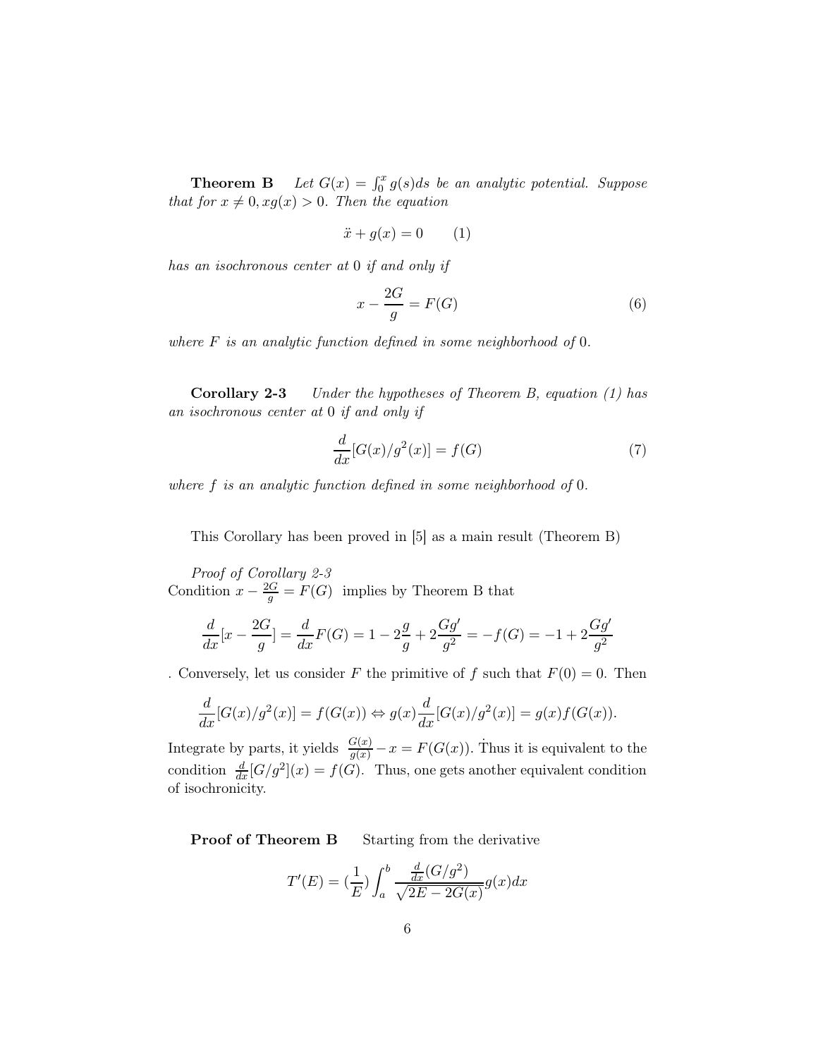**Theorem B** *Let $G(x) = \int_0^x g(s)ds$ be an analytic potential. Suppose that for $x \neq 0, xg(x) > 0$. Then the equation*

$$\ddot{x} + g(x) = 0 \qquad (1)$$

*has an isochronous center at* 0 *if and only if*

$$x - \frac{2G}{g} = F(G) \tag{6}$$

*where $F$ is an analytic function defined in some neighborhood of* 0.

**Corollary 2-3** *Under the hypotheses of Theorem B, equation (1) has an isochronous center at* 0 *if and only if*

$$\frac{d}{dx}[G(x)/g^2(x)] = f(G) \tag{7}$$

*where $f$ is an analytic function defined in some neighborhood of* 0.

This Corollary has been proved in [5] as a main result (Theorem B)

*Proof of Corollary 2-3*
Condition $x - \frac{2G}{g} = F(G)$ implies by Theorem B that

$$\frac{d}{dx}[x - \frac{2G}{g}] = \frac{d}{dx}F(G) = 1 - 2\frac{g}{g} + 2\frac{Gg'}{g^2} = -f(G) = -1 + 2\frac{Gg'}{g^2}$$

. Conversely, let us consider $F$ the primitive of $f$ such that $F(0) = 0$. Then

$$\frac{d}{dx}[G(x)/g^2(x)] = f(G(x)) \Leftrightarrow g(x)\frac{d}{dx}[G(x)/g^2(x)] = g(x)f(G(x)).$$

Integrate by parts, it yields $\frac{G(x)}{g(x)} - x = F(G(x))$. Thus it is equivalent to the condition $\frac{d}{dx}[G/g^2](x) = f(G)$. Thus, one gets another equivalent condition of isochronicity.

**Proof of Theorem B** Starting from the derivative

$$T'(E) = (\frac{1}{E})\int_a^b \frac{\frac{d}{dx}(G/g^2)}{\sqrt{2E - 2G(x)}} g(x)dx$$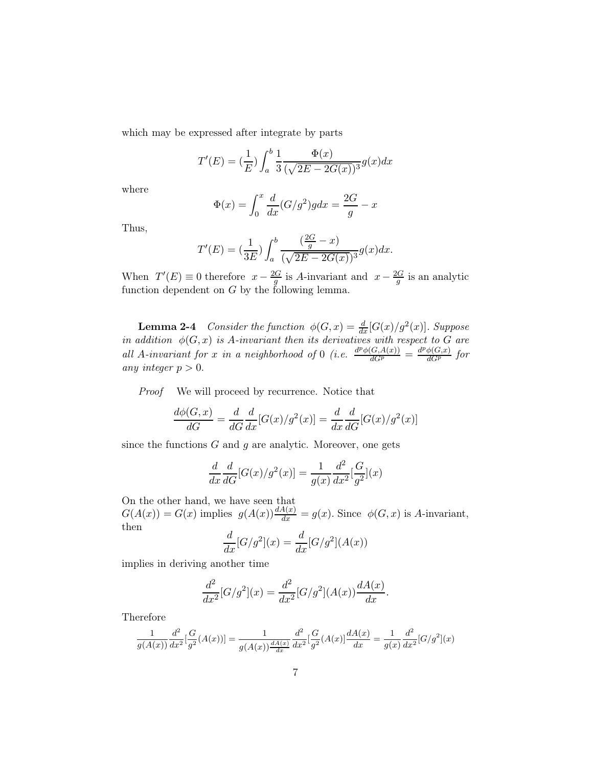which may be expressed after integrate by parts

$$T'(E) = (\frac{1}{E}) \int_a^b \frac{1}{3} \frac{\Phi(x)}{(\sqrt{2E - 2G(x)})^3} g(x) dx$$

where

$$\Phi(x) = \int_0^x \frac{d}{dx}(G/g^2) g dx = \frac{2G}{g} - x$$

Thus,

$$T'(E) = (\frac{1}{3E}) \int_a^b \frac{(\frac{2G}{g} - x)}{(\sqrt{2E - 2G(x)})^3} g(x) dx.$$

When $T'(E) \equiv 0$ therefore $x - \frac{2G}{g}$ is $A$-invariant and $x - \frac{2G}{g}$ is an analytic function dependent on $G$ by the following lemma.

**Lemma 2-4** *Consider the function* $\phi(G,x) = \frac{d}{dx}[G(x)/g^2(x)]$. *Suppose in addition* $\phi(G,x)$ *is A-invariant then its derivatives with respect to G are all A-invariant for x in a neighborhood of* 0 *(i.e.* $\frac{d^p \phi(G,A(x))}{dG^p} = \frac{d^p \phi(G,x)}{dG^p}$ *for any integer* $p > 0$.

*Proof* We will proceed by recurrence. Notice that

$$\frac{d\phi(G,x)}{dG} = \frac{d}{dG}\frac{d}{dx}[G(x)/g^2(x)] = \frac{d}{dx}\frac{d}{dG}[G(x)/g^2(x)]$$

since the functions $G$ and $g$ are analytic. Moreover, one gets

$$\frac{d}{dx}\frac{d}{dG}[G(x)/g^2(x)] = \frac{1}{g(x)}\frac{d^2}{dx^2}[\frac{G}{g^2}](x)$$

On the other hand, we have seen that
$G(A(x)) = G(x)$ implies $g(A(x))\frac{dA(x)}{dx} = g(x)$. Since $\phi(G,x)$ is $A$-invariant, then

$$\frac{d}{dx}[G/g^2](x) = \frac{d}{dx}[G/g^2](A(x))$$

implies in deriving another time

$$\frac{d^2}{dx^2}[G/g^2](x) = \frac{d^2}{dx^2}[G/g^2](A(x))\frac{dA(x)}{dx}.$$

Therefore

$$\frac{1}{g(A(x))}\frac{d^2}{dx^2}[\frac{G}{g^2}(A(x))] = \frac{1}{g(A(x))\frac{dA(x)}{dx}}\frac{d^2}{dx^2}[\frac{G}{g^2}(A(x)]\frac{dA(x)}{dx} = \frac{1}{g(x)}\frac{d^2}{dx^2}[G/g^2](x)$$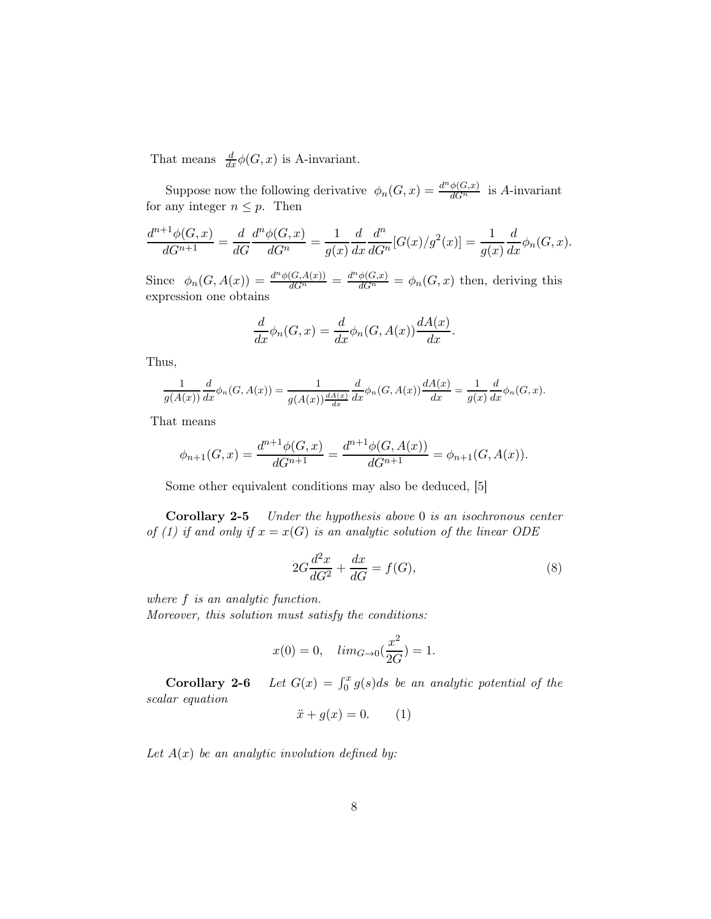That means $\frac{d}{dx}\phi(G,x)$ is A-invariant.

Suppose now the following derivative $\phi_n(G,x) = \frac{d^n\phi(G,x)}{dG^n}$ is $A$-invariant for any integer $n \leq p$. Then

$$\frac{d^{n+1}\phi(G,x)}{dG^{n+1}} = \frac{d}{dG}\frac{d^n\phi(G,x)}{dG^n} = \frac{1}{g(x)}\frac{d}{dx}\frac{d^n}{dG^n}[G(x)/g^2(x)] = \frac{1}{g(x)}\frac{d}{dx}\phi_n(G,x).$$

Since $\phi_n(G,A(x)) = \frac{d^n\phi(G,A(x))}{dG^n} = \frac{d^n\phi(G,x)}{dG^n} = \phi_n(G,x)$ then, deriving this expression one obtains

$$\frac{d}{dx}\phi_n(G,x) = \frac{d}{dx}\phi_n(G,A(x))\frac{dA(x)}{dx}.$$

Thus,

$$\frac{1}{g(A(x))}\frac{d}{dx}\phi_n(G,A(x)) = \frac{1}{g(A(x))\frac{dA(x)}{dx}}\frac{d}{dx}\phi_n(G,A(x))\frac{dA(x)}{dx} = \frac{1}{g(x)}\frac{d}{dx}\phi_n(G,x).$$

That means

$$\phi_{n+1}(G,x) = \frac{d^{n+1}\phi(G,x)}{dG^{n+1}} = \frac{d^{n+1}\phi(G,A(x))}{dG^{n+1}} = \phi_{n+1}(G,A(x)).$$

Some other equivalent conditions may also be deduced, [5]

**Corollary 2-5** *Under the hypothesis above* $0$ *is an isochronous center of (1) if and only if* $x = x(G)$ *is an analytic solution of the linear ODE*

$$2G\frac{d^2x}{dG^2} + \frac{dx}{dG} = f(G), \tag{8}$$

*where* $f$ *is an analytic function.*
*Moreover, this solution must satisfy the conditions:*

$$x(0) = 0, \quad lim_{G\to 0}(\frac{x^2}{2G}) = 1.$$

**Corollary 2-6** *Let* $G(x) = \int_0^x g(s)ds$ *be an analytic potential of the scalar equation*

$$\ddot{x} + g(x) = 0. \qquad (1)$$

*Let* $A(x)$ *be an analytic involution defined by:*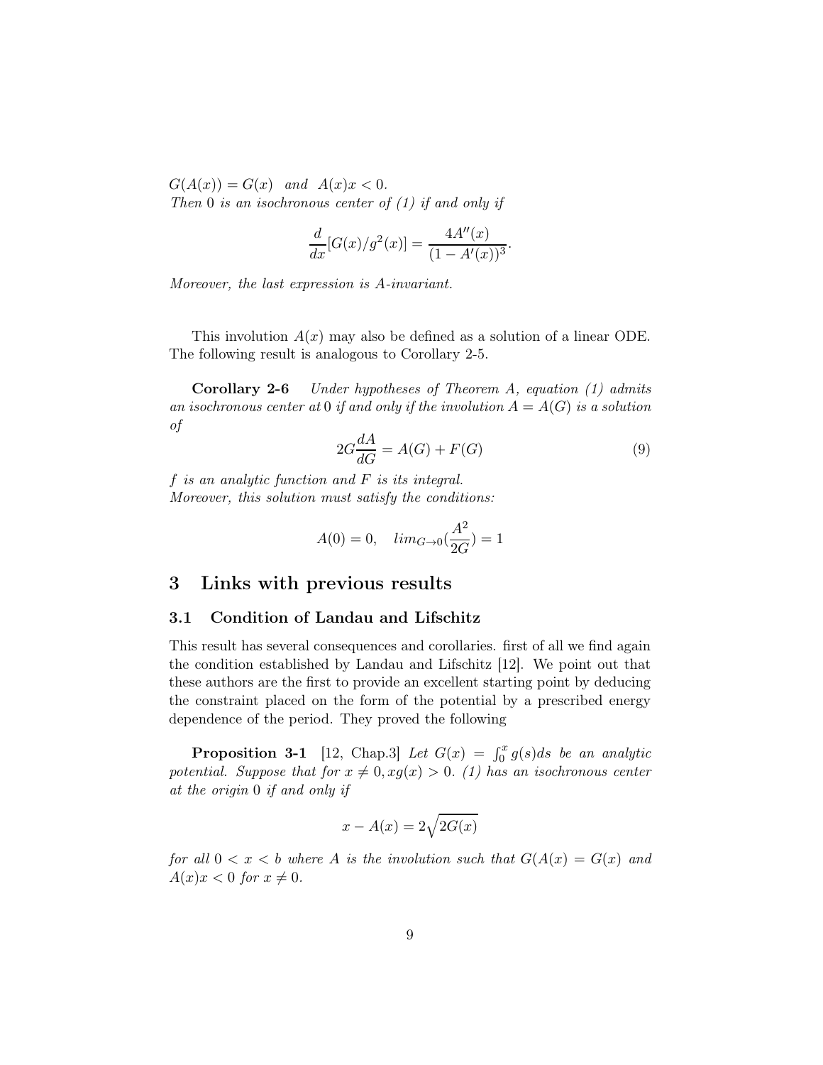$G(A(x)) = G(x)$ *and* $A(x)x < 0$.
*Then* $0$ *is an isochronous center of (1) if and only if*

$$\frac{d}{dx}[G(x)/g^2(x)] = \frac{4A''(x)}{(1 - A'(x))^3}.$$

*Moreover, the last expression is A-invariant.*

This involution $A(x)$ may also be defined as a solution of a linear ODE. The following result is analogous to Corollary 2-5.

**Corollary 2-6** *Under hypotheses of Theorem A, equation (1) admits an isochronous center at* $0$ *if and only if the involution* $A = A(G)$ *is a solution of*

$$2G\frac{dA}{dG} = A(G) + F(G) \tag{9}$$

*f is an analytic function and F is its integral.*
*Moreover, this solution must satisfy the conditions:*

$$A(0) = 0, \quad lim_{G \to 0}(\frac{A^2}{2G}) = 1$$

## 3 Links with previous results

### 3.1 Condition of Landau and Lifschitz

This result has several consequences and corollaries. first of all we find again the condition established by Landau and Lifschitz [12]. We point out that these authors are the first to provide an excellent starting point by deducing the constraint placed on the form of the potential by a prescribed energy dependence of the period. They proved the following

**Proposition 3-1** [12, Chap.3] *Let* $G(x) = \int_0^x g(s)ds$ *be an analytic potential. Suppose that for* $x \neq 0, xg(x) > 0$. *(1) has an isochronous center at the origin* $0$ *if and only if*

$$x - A(x) = 2\sqrt{2G(x)}$$

*for all* $0 < x < b$ *where A is the involution such that* $G(A(x) = G(x)$ *and* $A(x)x < 0$ *for* $x \neq 0$.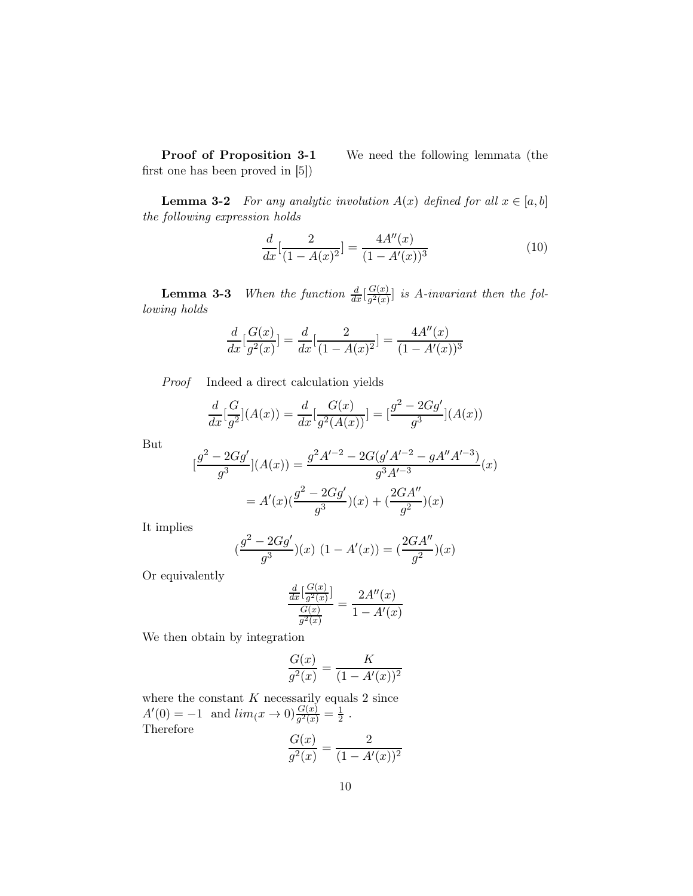**Proof of Proposition 3-1** We need the following lemmata (the first one has been proved in [5])

**Lemma 3-2** *For any analytic involution $A(x)$ defined for all $x \in [a, b]$ the following expression holds*

$$\frac{d}{dx}[\frac{2}{(1-A(x)^2}] = \frac{4A''(x)}{(1-A'(x))^3} \tag{10}$$

**Lemma 3-3** *When the function $\frac{d}{dx}[\frac{G(x)}{g^2(x)}]$ is A-invariant then the following holds*

$$\frac{d}{dx}[\frac{G(x)}{g^2(x)}] = \frac{d}{dx}[\frac{2}{(1-A(x)^2}] = \frac{4A''(x)}{(1-A'(x))^3}$$

*Proof* Indeed a direct calculation yields

$$\frac{d}{dx}[\frac{G}{g^2}](A(x)) = \frac{d}{dx}[\frac{G(x)}{g^2(A(x))}] = [\frac{g^2 - 2Gg'}{g^3}](A(x))$$

But

$$[\frac{g^2 - 2Gg'}{g^3}](A(x)) = \frac{g^2 A'^{-2} - 2G(g'A'^{-2} - gA''A'^{-3})}{g^3 A'^{-3}}(x)$$

$$= A'(x)(\frac{g^2 - 2Gg'}{g^3})(x) + (\frac{2GA''}{g^2})(x)$$

It implies

$$(\frac{g^2 - 2Gg'}{g^3})(x)\ (1 - A'(x)) = (\frac{2GA''}{g^2})(x)$$

Or equivalently

$$\frac{\frac{d}{dx}[\frac{G(x)}{g^2(x)}]}{\frac{G(x)}{g^2(x)}} = \frac{2A''(x)}{1 - A'(x)}$$

We then obtain by integration

$$\frac{G(x)}{g^2(x)} = \frac{K}{(1 - A'(x))^2}$$

where the constant $K$ necessarily equals 2 since
$A'(0) = -1$ and $lim_(x \to 0)\frac{G(x)}{g^2(x)} = \frac{1}{2}$ .
Therefore

$$\frac{G(x)}{g^2(x)} = \frac{2}{(1 - A'(x))^2}$$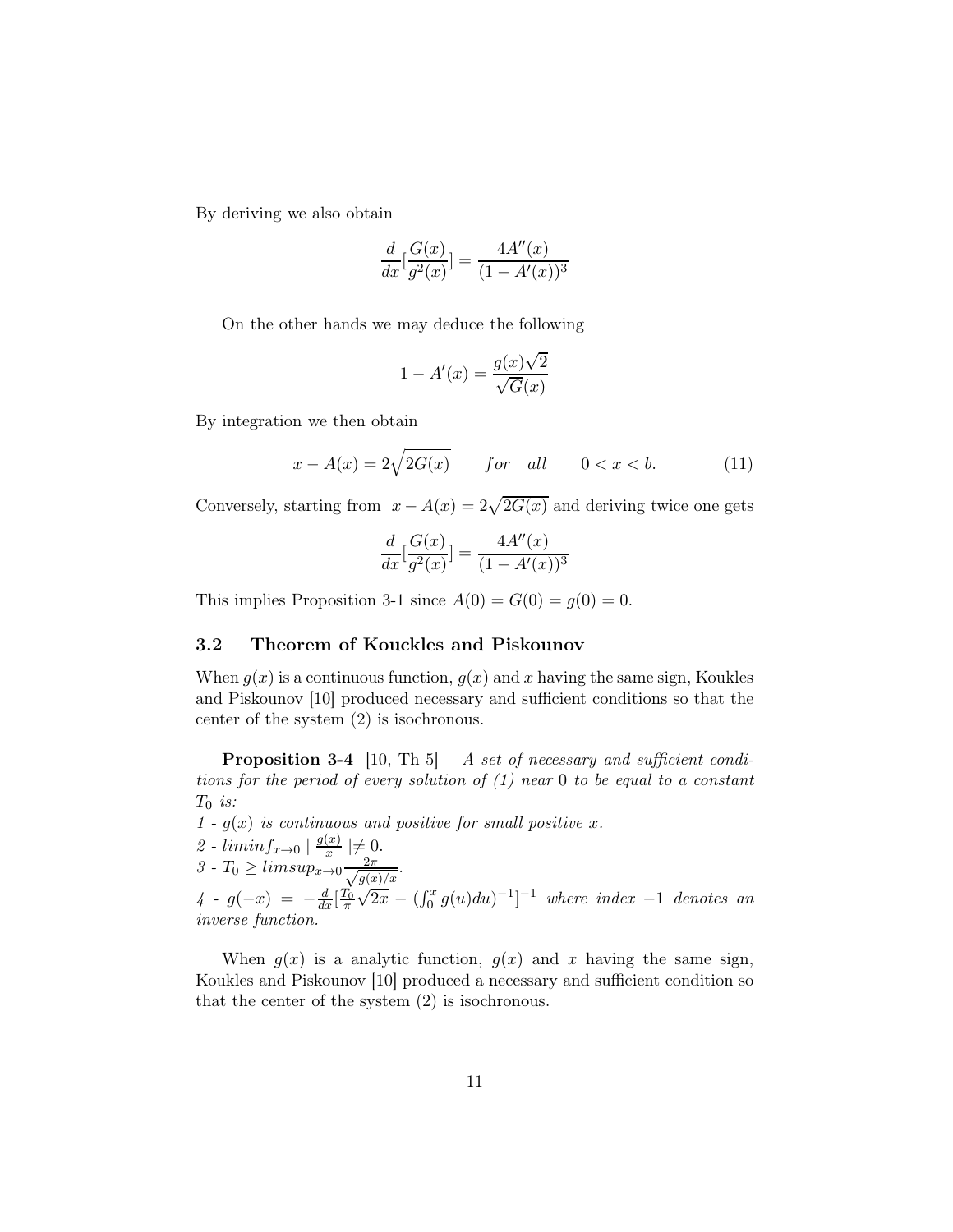By deriving we also obtain

$$\frac{d}{dx}[\frac{G(x)}{g^2(x)}] = \frac{4A''(x)}{(1-A'(x))^3}$$

On the other hands we may deduce the following

$$1 - A'(x) = \frac{g(x)\sqrt{2}}{\sqrt{G}(x)}$$

By integration we then obtain

$$x - A(x) = 2\sqrt{2G(x)} \qquad for \quad all \qquad 0 < x < b. \tag{11}$$

Conversely, starting from $x - A(x) = 2\sqrt{2G(x)}$ and deriving twice one gets

$$\frac{d}{dx}[\frac{G(x)}{g^2(x)}] = \frac{4A''(x)}{(1-A'(x))^3}$$

This implies Proposition 3-1 since $A(0) = G(0) = g(0) = 0$.

### 3.2 Theorem of Kouckles and Piskounov

When $g(x)$ is a continuous function, $g(x)$ and $x$ having the same sign, Koukles and Piskounov [10] produced necessary and sufficient conditions so that the center of the system (2) is isochronous.

**Proposition 3-4** [10, Th 5] *A set of necessary and sufficient conditions for the period of every solution of (1) near 0 to be equal to a constant $T_0$ is:*

*1 - $g(x)$ is continuous and positive for small positive $x$.*

*2 - $liminf_{x\to 0} \mid \frac{g(x)}{x} \mid \neq 0$.*

*3 - $T_0 \geq limsup_{x\to 0} \frac{2\pi}{\sqrt{g(x)/x}}$.*

*4 - $g(-x) = -\frac{d}{dx}[\frac{T_0}{\pi}\sqrt{2x} - (\int_0^x g(u)du)^{-1}]^{-1}$ where index $-1$ denotes an inverse function.*

When $g(x)$ is a analytic function, $g(x)$ and $x$ having the same sign, Koukles and Piskounov [10] produced a necessary and sufficient condition so that the center of the system (2) is isochronous.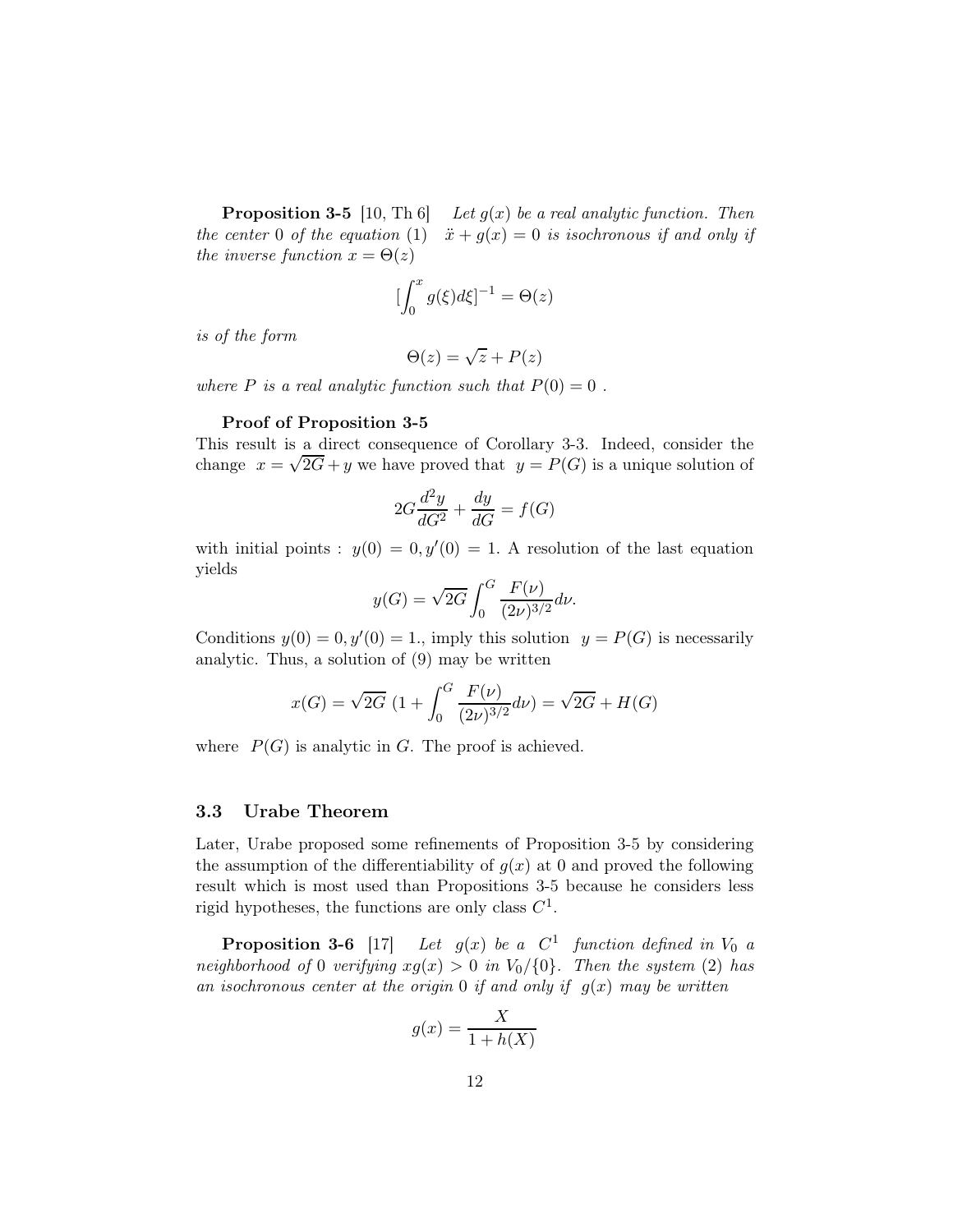**Proposition 3-5** [10, Th 6] *Let $g(x)$ be a real analytic function. Then the center 0 of the equation (1) $\ddot{x} + g(x) = 0$ is isochronous if and only if the inverse function $x = \Theta(z)$*

$$[\int_0^x g(\xi)d\xi]^{-1} = \Theta(z)$$

*is of the form*

$$\Theta(z) = \sqrt{z} + P(z)$$

*where $P$ is a real analytic function such that $P(0) = 0$ .*

**Proof of Proposition 3-5**

This result is a direct consequence of Corollary 3-3. Indeed, consider the change $x = \sqrt{2G} + y$ we have proved that $y = P(G)$ is a unique solution of

$$2G\frac{d^2y}{dG^2} + \frac{dy}{dG} = f(G)$$

with initial points : $y(0) = 0, y'(0) = 1$. A resolution of the last equation yields

$$y(G) = \sqrt{2G}\int_0^G \frac{F(\nu)}{(2\nu)^{3/2}}d\nu.$$

Conditions $y(0) = 0, y'(0) = 1.$, imply this solution $y = P(G)$ is necessarily analytic. Thus, a solution of (9) may be written

$$x(G) = \sqrt{2G}\ (1 + \int_0^G \frac{F(\nu)}{(2\nu)^{3/2}}d\nu) = \sqrt{2G} + H(G)$$

where $P(G)$ is analytic in $G$. The proof is achieved.

### 3.3 Urabe Theorem

Later, Urabe proposed some refinements of Proposition 3-5 by considering the assumption of the differentiability of $g(x)$ at 0 and proved the following result which is most used than Propositions 3-5 because he considers less rigid hypotheses, the functions are only class $C^1$.

**Proposition 3-6** [17] *Let $g(x)$ be a $C^1$ function defined in $V_0$ a neighborhood of 0 verifying $xg(x) > 0$ in $V_0/\{0\}$. Then the system (2) has an isochronous center at the origin 0 if and only if $g(x)$ may be written*

$$g(x) = \frac{X}{1 + h(X)}$$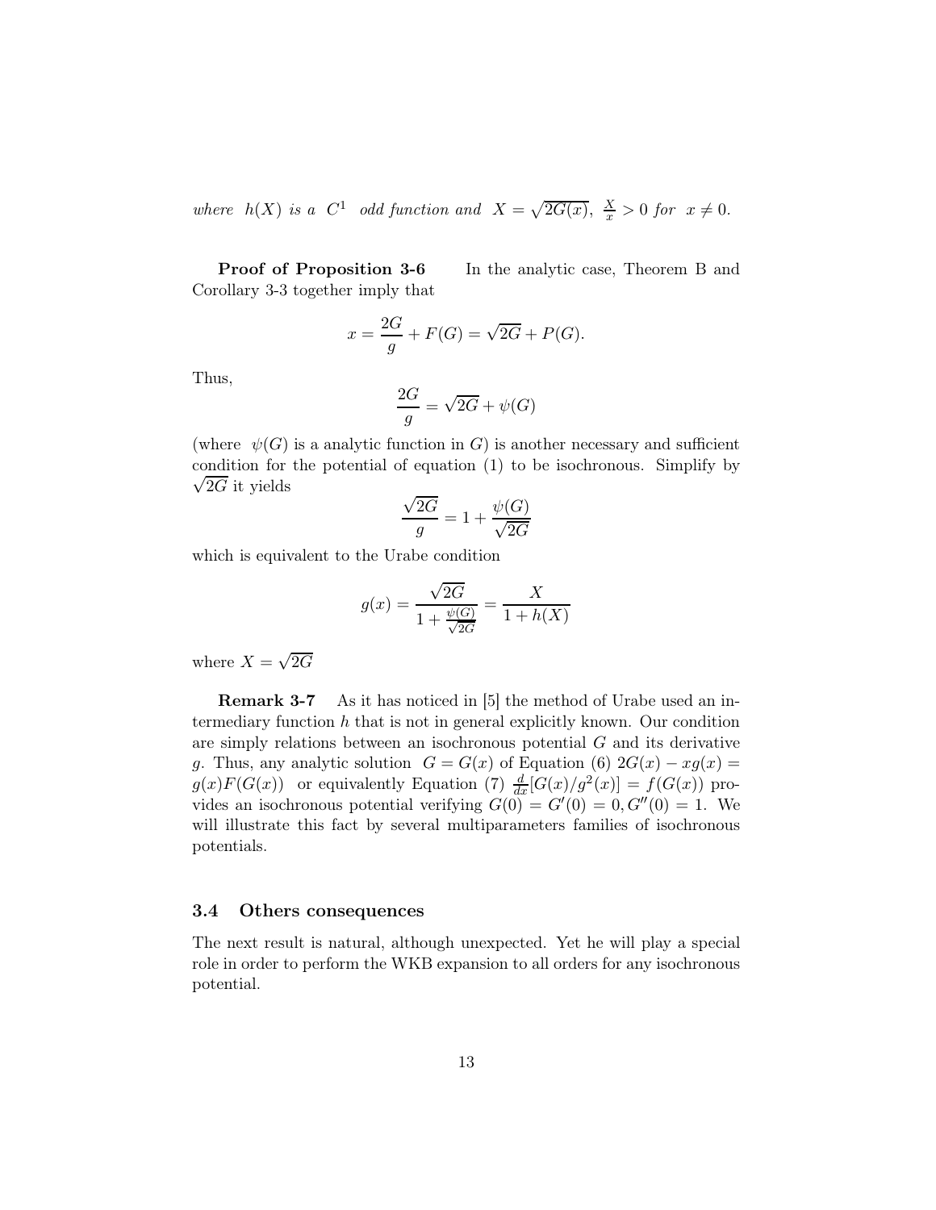*where $h(X)$ is a $C^1$ odd function and $X = \sqrt{2G(x)}$, $\frac{X}{x} > 0$ for $x \neq 0$.*

**Proof of Proposition 3-6** In the analytic case, Theorem B and Corollary 3-3 together imply that

$$x = \frac{2G}{g} + F(G) = \sqrt{2G} + P(G).$$

Thus,

$$\frac{2G}{g} = \sqrt{2G} + \psi(G)$$

(where $\psi(G)$ is a analytic function in $G$) is another necessary and sufficient condition for the potential of equation (1) to be isochronous. Simplify by $\sqrt{2G}$ it yields

$$\frac{\sqrt{2G}}{g} = 1 + \frac{\psi(G)}{\sqrt{2G}}$$

which is equivalent to the Urabe condition

$$g(x) = \frac{\sqrt{2G}}{1 + \frac{\psi(G)}{\sqrt{2G}}} = \frac{X}{1 + h(X)}$$

where $X = \sqrt{2G}$

**Remark 3-7** As it has noticed in [5] the method of Urabe used an intermediary function $h$ that is not in general explicitly known. Our condition are simply relations between an isochronous potential $G$ and its derivative $g$. Thus, any analytic solution $G = G(x)$ of Equation (6) $2G(x) - xg(x) = g(x)F(G(x))$ or equivalently Equation (7) $\frac{d}{dx}[G(x)/g^2(x)] = f(G(x))$ provides an isochronous potential verifying $G(0) = G'(0) = 0, G''(0) = 1$. We will illustrate this fact by several multiparameters families of isochronous potentials.

### 3.4 Others consequences

The next result is natural, although unexpected. Yet he will play a special role in order to perform the WKB expansion to all orders for any isochronous potential.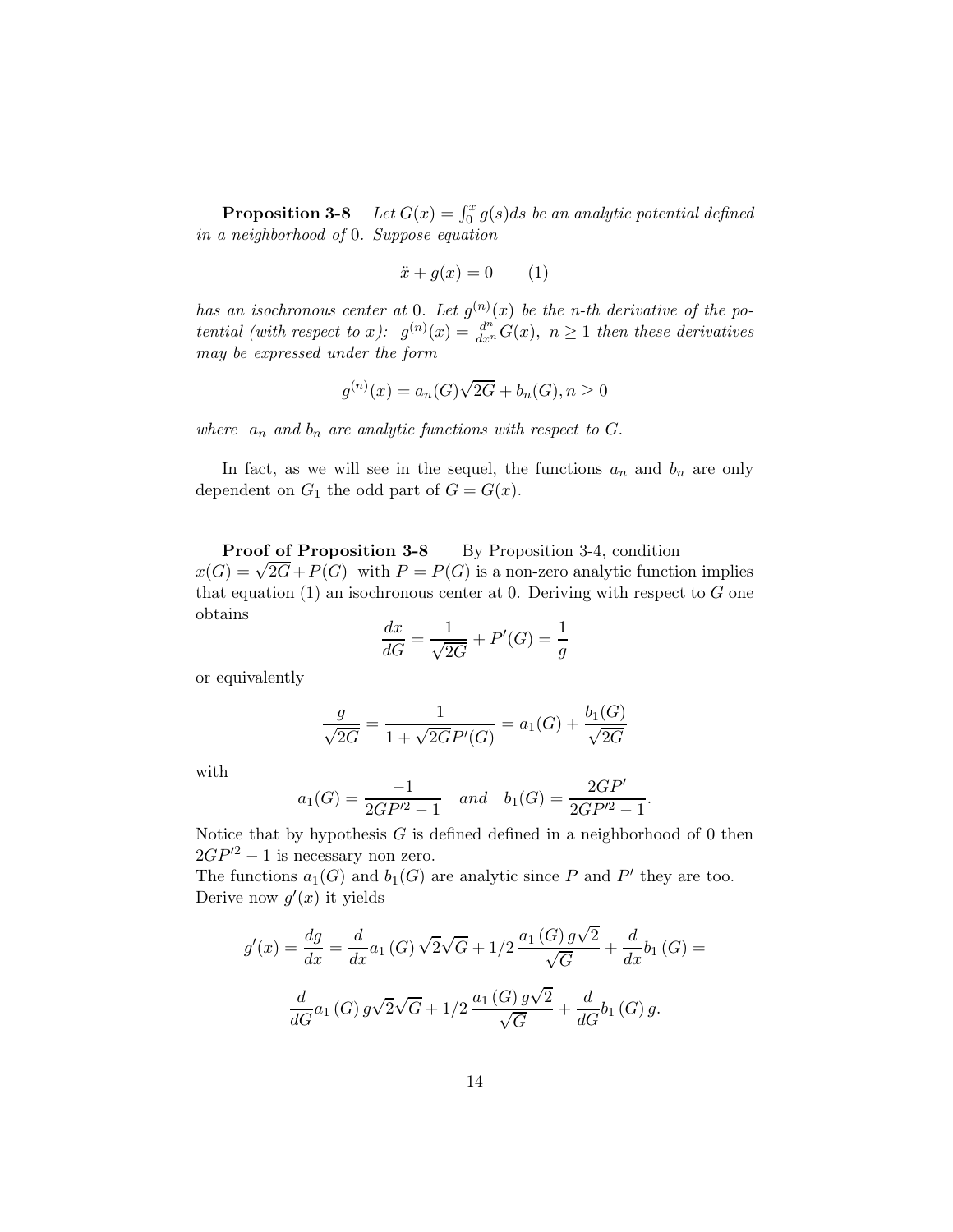**Proposition 3-8** *Let $G(x) = \int_0^x g(s)ds$ be an analytic potential defined in a neighborhood of 0. Suppose equation*

$$\ddot{x} + g(x) = 0 \qquad (1)$$

*has an isochronous center at 0. Let $g^{(n)}(x)$ be the n-th derivative of the potential (with respect to x): $g^{(n)}(x) = \frac{d^n}{dx^n}G(x),\ n \geq 1$ then these derivatives may be expressed under the form*

$$g^{(n)}(x) = a_n(G)\sqrt{2G} + b_n(G), n \geq 0$$

*where $a_n$ and $b_n$ are analytic functions with respect to $G$.*

In fact, as we will see in the sequel, the functions $a_n$ and $b_n$ are only dependent on $G_1$ the odd part of $G = G(x)$.

**Proof of Proposition 3-8** By Proposition 3-4, condition $x(G) = \sqrt{2G} + P(G)$ with $P = P(G)$ is a non-zero analytic function implies that equation (1) an isochronous center at 0. Deriving with respect to $G$ one obtains

$$\frac{dx}{dG} = \frac{1}{\sqrt{2G}} + P'(G) = \frac{1}{g}$$

or equivalently

$$\frac{g}{\sqrt{2G}} = \frac{1}{1 + \sqrt{2G}P'(G)} = a_1(G) + \frac{b_1(G)}{\sqrt{2G}}$$

with

$$a_1(G) = \frac{-1}{2GP'^2 - 1} \quad and \quad b_1(G) = \frac{2GP'}{2GP'^2 - 1}.$$

Notice that by hypothesis $G$ is defined defined in a neighborhood of 0 then $2GP'^2 - 1$ is necessary non zero.
The functions $a_1(G)$ and $b_1(G)$ are analytic since $P$ and $P'$ they are too.
Derive now $g'(x)$ it yields

$$g'(x) = \frac{dg}{dx} = \frac{d}{dx}a_1(G)\sqrt{2}\sqrt{G} + 1/2\,\frac{a_1(G)\,g\sqrt{2}}{\sqrt{G}} + \frac{d}{dx}b_1(G) =$$

$$\frac{d}{dG}a_1(G)\,g\sqrt{2}\sqrt{G} + 1/2\,\frac{a_1(G)\,g\sqrt{2}}{\sqrt{G}} + \frac{d}{dG}b_1(G)\,g.$$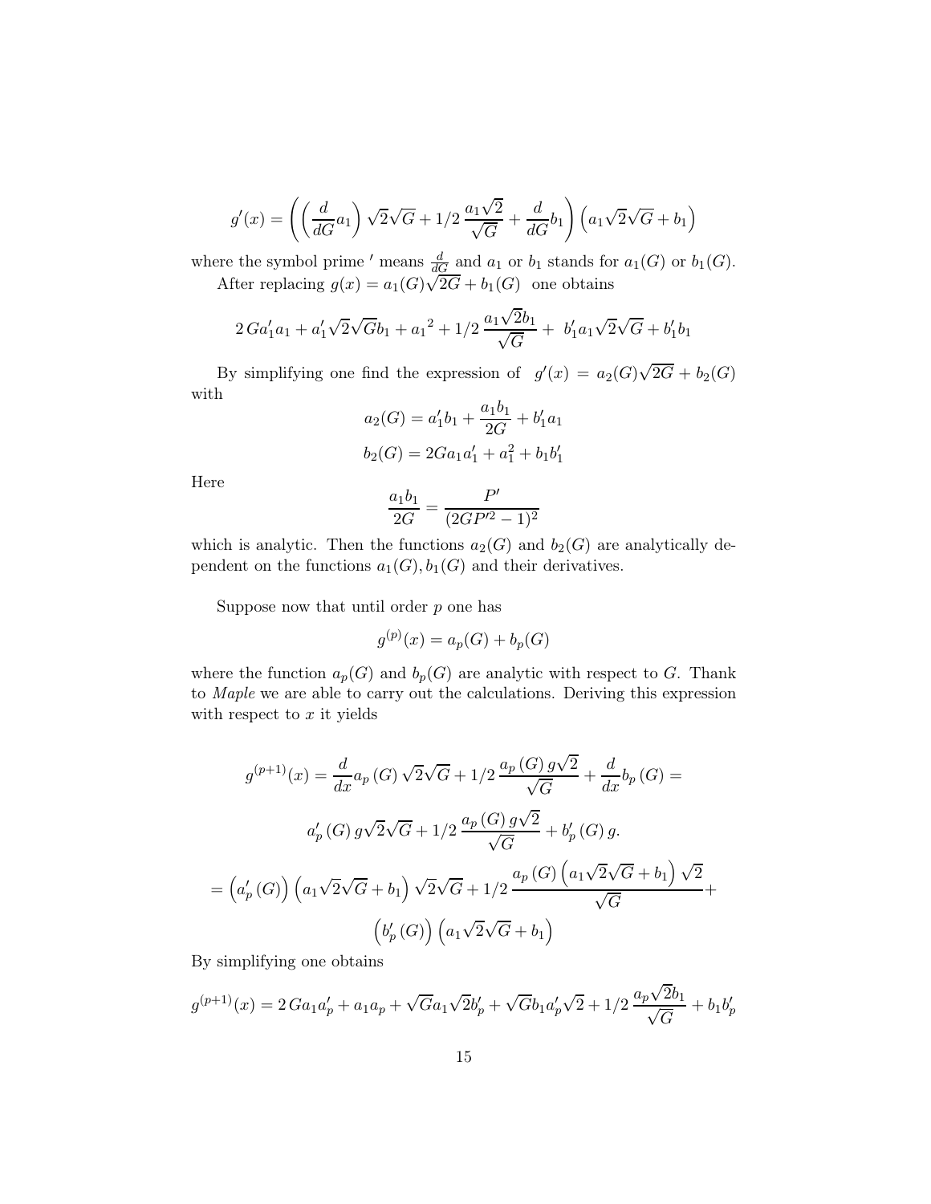$$g'(x) = \left( \left( \frac{d}{dG} a_1 \right) \sqrt{2}\sqrt{G} + 1/2\, \frac{a_1\sqrt{2}}{\sqrt{G}} + \frac{d}{dG} b_1 \right) \left( a_1\sqrt{2}\sqrt{G} + b_1 \right)$$

where the symbol prime $'$ means $\frac{d}{dG}$ and $a_1$ or $b_1$ stands for $a_1(G)$ or $b_1(G)$.

After replacing $g(x) = a_1(G)\sqrt{2G} + b_1(G)$ one obtains

$$2\, G a_1' a_1 + a_1' \sqrt{2}\sqrt{G} b_1 + {a_1}^2 + 1/2\, \frac{a_1\sqrt{2} b_1}{\sqrt{G}} + \; b_1' a_1 \sqrt{2}\sqrt{G} + b_1' b_1$$

By simplifying one find the expression of $g'(x) = a_2(G)\sqrt{2G} + b_2(G)$ with

$$a_2(G) = a_1' b_1 + \frac{a_1 b_1}{2G} + b_1' a_1$$

$$b_2(G) = 2G a_1 a_1' + a_1^2 + b_1 b_1'$$

Here

$$\frac{a_1 b_1}{2G} = \frac{P'}{(2GP'^2 - 1)^2}$$

which is analytic. Then the functions $a_2(G)$ and $b_2(G)$ are analytically dependent on the functions $a_1(G), b_1(G)$ and their derivatives.

Suppose now that until order $p$ one has

$$g^{(p)}(x) = a_p(G) + b_p(G)$$

where the function $a_p(G)$ and $b_p(G)$ are analytic with respect to $G$. Thank to *Maple* we are able to carry out the calculations. Deriving this expression with respect to $x$ it yields

$$g^{(p+1)}(x) = \frac{d}{dx} a_p(G) \sqrt{2}\sqrt{G} + 1/2\, \frac{a_p(G)\, g\sqrt{2}}{\sqrt{G}} + \frac{d}{dx} b_p(G) =$$

$$a_p'(G)\, g\sqrt{2}\sqrt{G} + 1/2\, \frac{a_p(G)\, g\sqrt{2}}{\sqrt{G}} + b_p'(G)\, g.$$

$$= \left( a_p'(G) \right) \left( a_1\sqrt{2}\sqrt{G} + b_1 \right) \sqrt{2}\sqrt{G} + 1/2\, \frac{a_p(G) \left( a_1\sqrt{2}\sqrt{G} + b_1 \right) \sqrt{2}}{\sqrt{G}} +$$

$$\left( b_p'(G) \right) \left( a_1\sqrt{2}\sqrt{G} + b_1 \right)$$

By simplifying one obtains

$$g^{(p+1)}(x) = 2\, G a_1 a_p' + a_1 a_p + \sqrt{G} a_1 \sqrt{2} b_p' + \sqrt{G} b_1 a_p' \sqrt{2} + 1/2\, \frac{a_p\sqrt{2} b_1}{\sqrt{G}} + b_1 b_p'$$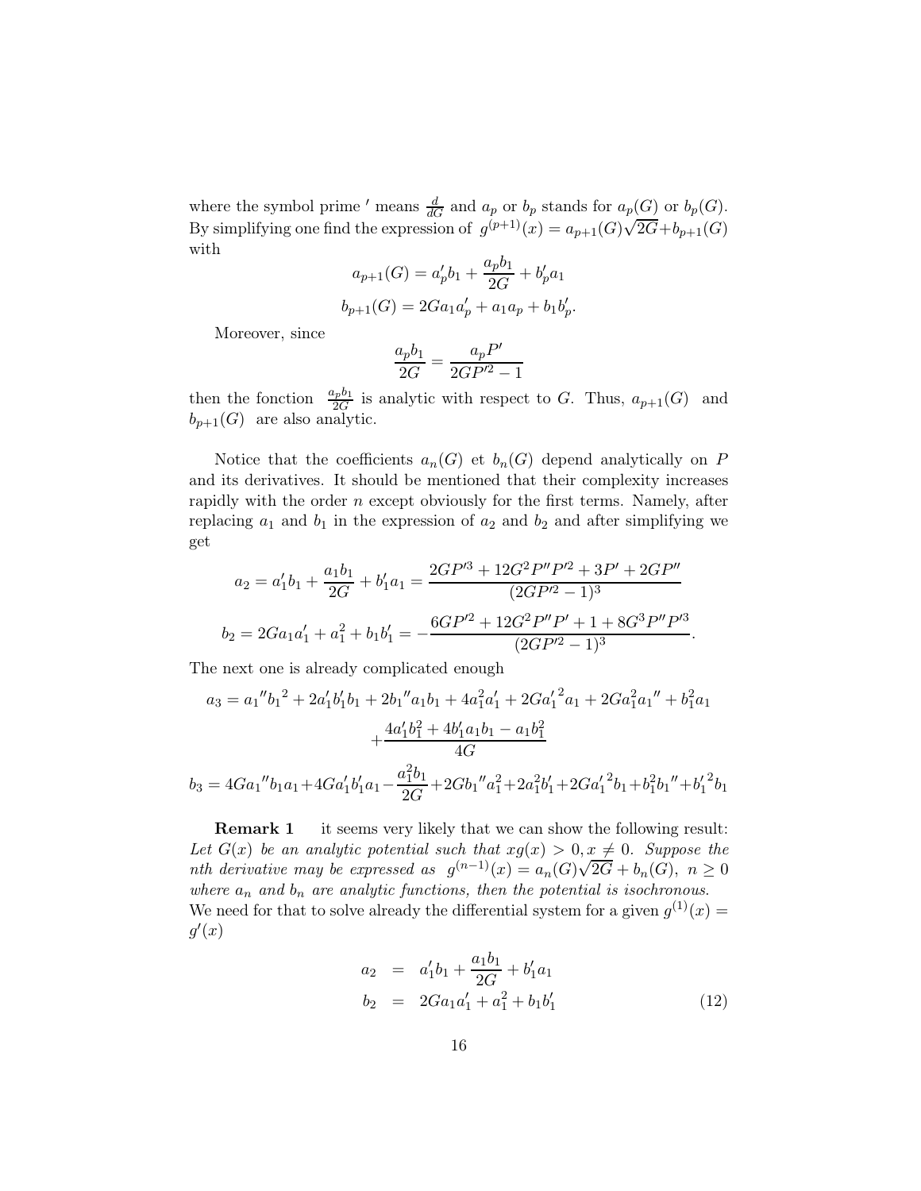where the symbol prime $'$ means $\frac{d}{dG}$ and $a_p$ or $b_p$ stands for $a_p(G)$ or $b_p(G)$. By simplifying one find the expression of $g^{(p+1)}(x) = a_{p+1}(G)\sqrt{2G}+b_{p+1}(G)$ with

$$
a_{p+1}(G) = a_p' b_1 + \frac{a_p b_1}{2G} + b_p' a_1
$$

$$
b_{p+1}(G) = 2Ga_1 a_p' + a_1 a_p + b_1 b_p'.
$$

Moreover, since

$$
\frac{a_p b_1}{2G} = \frac{a_p P'}{2GP'^2 - 1}
$$

then the fonction $\frac{a_p b_1}{2G}$ is analytic with respect to $G$. Thus, $a_{p+1}(G)$ and $b_{p+1}(G)$ are also analytic.

Notice that the coefficients $a_n(G)$ et $b_n(G)$ depend analytically on $P$ and its derivatives. It should be mentioned that their complexity increases rapidly with the order $n$ except obviously for the first terms. Namely, after replacing $a_1$ and $b_1$ in the expression of $a_2$ and $b_2$ and after simplifying we get

$$
a_2 = a_1' b_1 + \frac{a_1 b_1}{2G} + b_1' a_1 = \frac{2GP'^3 + 12G^2 P'' P'^2 + 3P' + 2GP''}{(2GP'^2 - 1)^3}
$$

$$
b_2 = 2Ga_1 a_1' + a_1^2 + b_1 b_1' = -\frac{6GP'^2 + 12G^2 P'' P' + 1 + 8G^3 P'' P'^3}{(2GP'^2 - 1)^3}.
$$

The next one is already complicated enough

$$
a_3 = a_1'' {b_1}^2 + 2a_1' b_1' b_1 + 2b_1'' a_1 b_1 + 4a_1^2 a_1' + 2G{a_1'}^2 a_1 + 2Ga_1^2 a_1'' + b_1^2 a_1 + \frac{4a_1' b_1^2 + 4b_1' a_1 b_1 - a_1 b_1^2}{4G}
$$

$$
b_3 = 4Ga_1'' b_1 a_1 + 4Ga_1' b_1' a_1 - \frac{a_1^2 b_1}{2G} + 2Gb_1'' a_1^2 + 2a_1^2 b_1' + 2G{a_1'}^2 b_1 + b_1^2 b_1'' + {b_1'}^2 b_1
$$

**Remark 1** it seems very likely that we can show the following result: *Let $G(x)$ be an analytic potential such that $xg(x) > 0, x \neq 0$. Suppose the nth derivative may be expressed as $g^{(n-1)}(x) = a_n(G)\sqrt{2G} + b_n(G),\ n \geq 0$ where $a_n$ and $b_n$ are analytic functions, then the potential is isochronous.* We need for that to solve already the differential system for a given $g^{(1)}(x) = g'(x)$

$$
\begin{aligned}
a_2 &= a_1' b_1 + \frac{a_1 b_1}{2G} + b_1' a_1 \\
b_2 &= 2Ga_1 a_1' + a_1^2 + b_1 b_1'
\end{aligned} \tag{12}
$$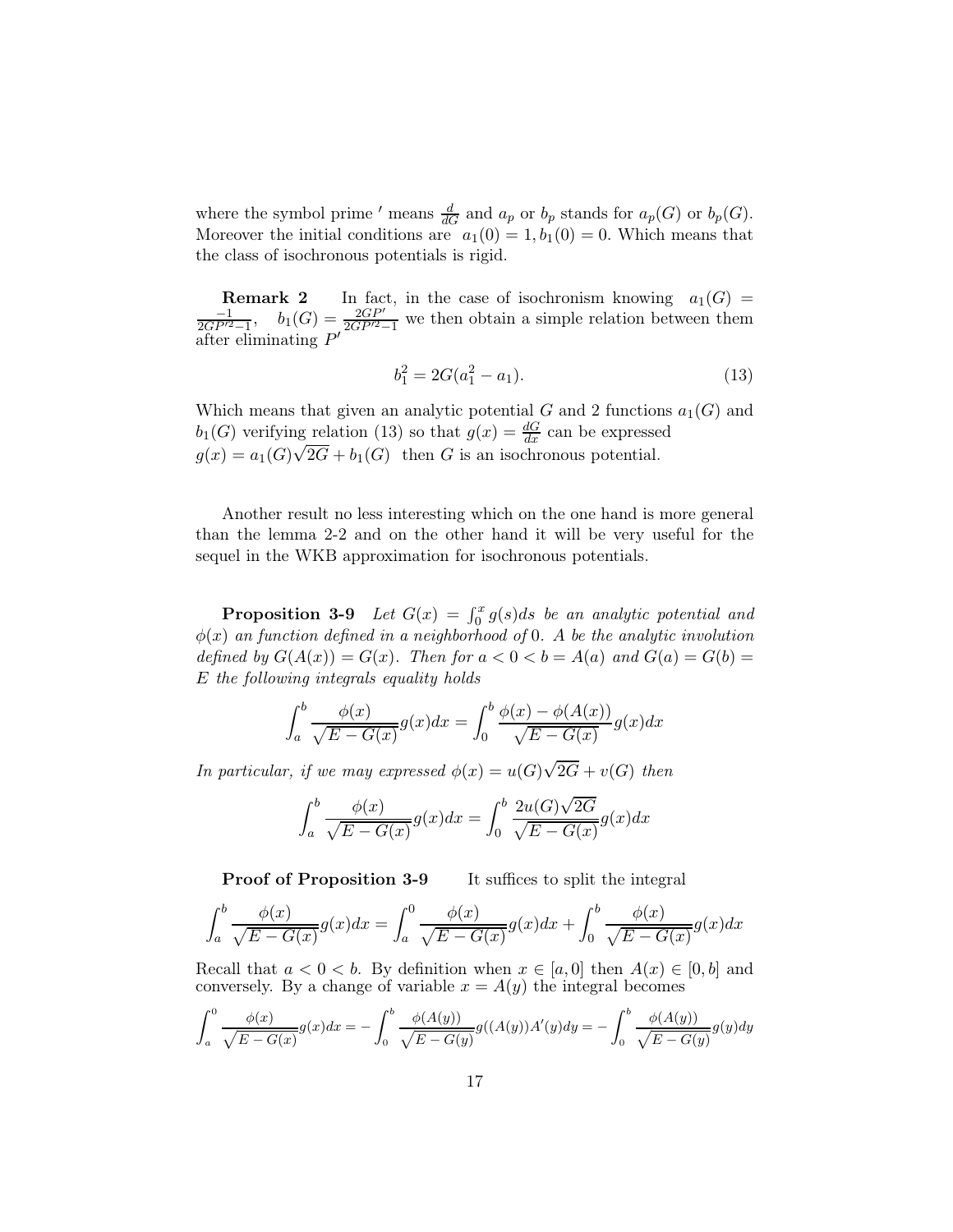where the symbol prime $'$ means $\frac{d}{dG}$ and $a_p$ or $b_p$ stands for $a_p(G)$ or $b_p(G)$. Moreover the initial conditions are $a_1(0) = 1, b_1(0) = 0$. Which means that the class of isochronous potentials is rigid.

**Remark 2** In fact, in the case of isochronism knowing $a_1(G) = \frac{-1}{2GP'^2-1}$, $b_1(G) = \frac{2GP'}{2GP'^2-1}$ we then obtain a simple relation between them after eliminating $P'$

$$b_1^2 = 2G(a_1^2 - a_1). \tag{13}$$

Which means that given an analytic potential $G$ and 2 functions $a_1(G)$ and $b_1(G)$ verifying relation (13) so that $g(x) = \frac{dG}{dx}$ can be expressed $g(x) = a_1(G)\sqrt{2G} + b_1(G)$ then $G$ is an isochronous potential.

Another result no less interesting which on the one hand is more general than the lemma 2-2 and on the other hand it will be very useful for the sequel in the WKB approximation for isochronous potentials.

**Proposition 3-9** *Let $G(x) = \int_0^x g(s)ds$ be an analytic potential and $\phi(x)$ an function defined in a neighborhood of 0. $A$ be the analytic involution defined by $G(A(x)) = G(x)$. Then for $a < 0 < b = A(a)$ and $G(a) = G(b) = E$ the following integrals equality holds*

$$\int_a^b \frac{\phi(x)}{\sqrt{E - G(x)}} g(x)dx = \int_0^b \frac{\phi(x) - \phi(A(x))}{\sqrt{E - G(x)}} g(x)dx$$

*In particular, if we may expressed $\phi(x) = u(G)\sqrt{2G} + v(G)$ then*

$$\int_a^b \frac{\phi(x)}{\sqrt{E - G(x)}} g(x)dx = \int_0^b \frac{2u(G)\sqrt{2G}}{\sqrt{E - G(x)}} g(x)dx$$

**Proof of Proposition 3-9** It suffices to split the integral

$$\int_a^b \frac{\phi(x)}{\sqrt{E - G(x)}} g(x)dx = \int_a^0 \frac{\phi(x)}{\sqrt{E - G(x)}} g(x)dx + \int_0^b \frac{\phi(x)}{\sqrt{E - G(x)}} g(x)dx$$

Recall that $a < 0 < b$. By definition when $x \in [a, 0]$ then $A(x) \in [0, b]$ and conversely. By a change of variable $x = A(y)$ the integral becomes

$$\int_a^0 \frac{\phi(x)}{\sqrt{E - G(x)}} g(x)dx = -\int_0^b \frac{\phi(A(y))}{\sqrt{E - G(y)}} g((A(y))A'(y)dy = -\int_0^b \frac{\phi(A(y))}{\sqrt{E - G(y)}} g(y)dy$$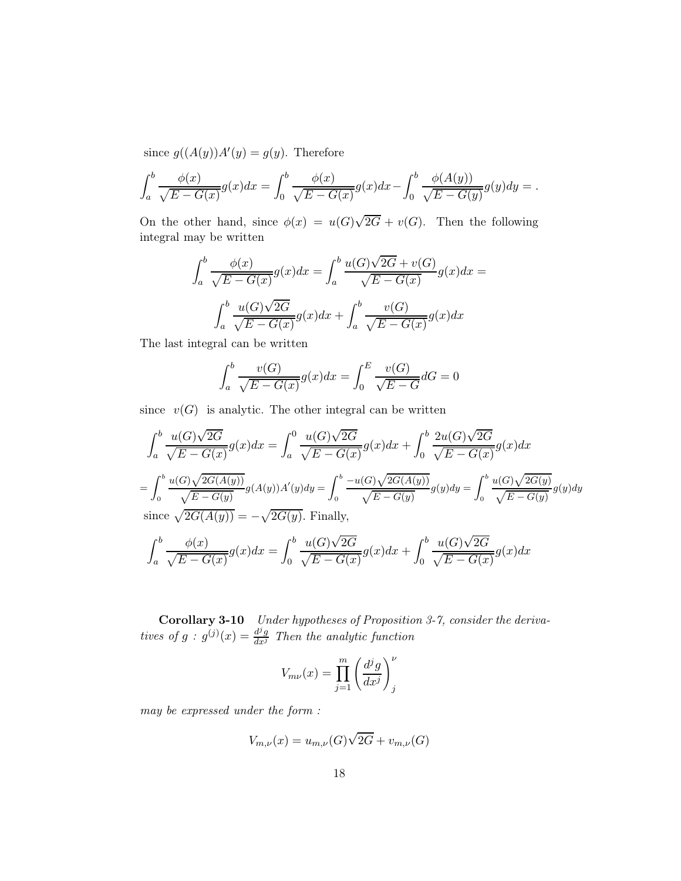since $g((A(y))A'(y) = g(y)$. Therefore

$$\int_a^b \frac{\phi(x)}{\sqrt{E-G(x)}} g(x)dx = \int_0^b \frac{\phi(x)}{\sqrt{E-G(x)}} g(x)dx - \int_0^b \frac{\phi(A(y))}{\sqrt{E-G(y)}} g(y)dy = .$$

On the other hand, since $\phi(x) = u(G)\sqrt{2G} + v(G)$. Then the following integral may be written

$$\int_a^b \frac{\phi(x)}{\sqrt{E-G(x)}} g(x)dx = \int_a^b \frac{u(G)\sqrt{2G} + v(G)}{\sqrt{E-G(x)}} g(x)dx =$$

$$\int_a^b \frac{u(G)\sqrt{2G}}{\sqrt{E-G(x)}} g(x)dx + \int_a^b \frac{v(G)}{\sqrt{E-G(x)}} g(x)dx$$

The last integral can be written

$$\int_a^b \frac{v(G)}{\sqrt{E-G(x)}} g(x)dx = \int_0^E \frac{v(G)}{\sqrt{E-G}} dG = 0$$

since $v(G)$ is analytic. The other integral can be written

$$\int_a^b \frac{u(G)\sqrt{2G}}{\sqrt{E-G(x)}} g(x)dx = \int_a^0 \frac{u(G)\sqrt{2G}}{\sqrt{E-G(x)}} g(x)dx + \int_0^b \frac{2u(G)\sqrt{2G}}{\sqrt{E-G(x)}} g(x)dx$$

$$= \int_0^b \frac{u(G)\sqrt{2G(A(y))}}{\sqrt{E-G(y)}} g(A(y))A'(y)dy = \int_0^b \frac{-u(G)\sqrt{2G(A(y))}}{\sqrt{E-G(y)}} g(y)dy = \int_0^b \frac{u(G)\sqrt{2G(y)}}{\sqrt{E-G(y)}} g(y)dy$$

since $\sqrt{2G(A(y))} = -\sqrt{2G(y)}$. Finally,

$$\int_a^b \frac{\phi(x)}{\sqrt{E-G(x)}} g(x)dx = \int_0^b \frac{u(G)\sqrt{2G}}{\sqrt{E-G(x)}} g(x)dx + \int_0^b \frac{u(G)\sqrt{2G}}{\sqrt{E-G(x)}} g(x)dx$$

**Corollary 3-10** *Under hypotheses of Proposition 3-7, consider the derivatives of $g$ : $g^{(j)}(x) = \frac{d^j g}{dx^j}$ Then the analytic function*

$$V_{m\nu}(x) = \prod_{j=1}^{m} \left(\frac{d^j g}{dx^j}\right)_j^{\nu}$$

*may be expressed under the form :*

$$V_{m,\nu}(x) = u_{m,\nu}(G)\sqrt{2G} + v_{m,\nu}(G)$$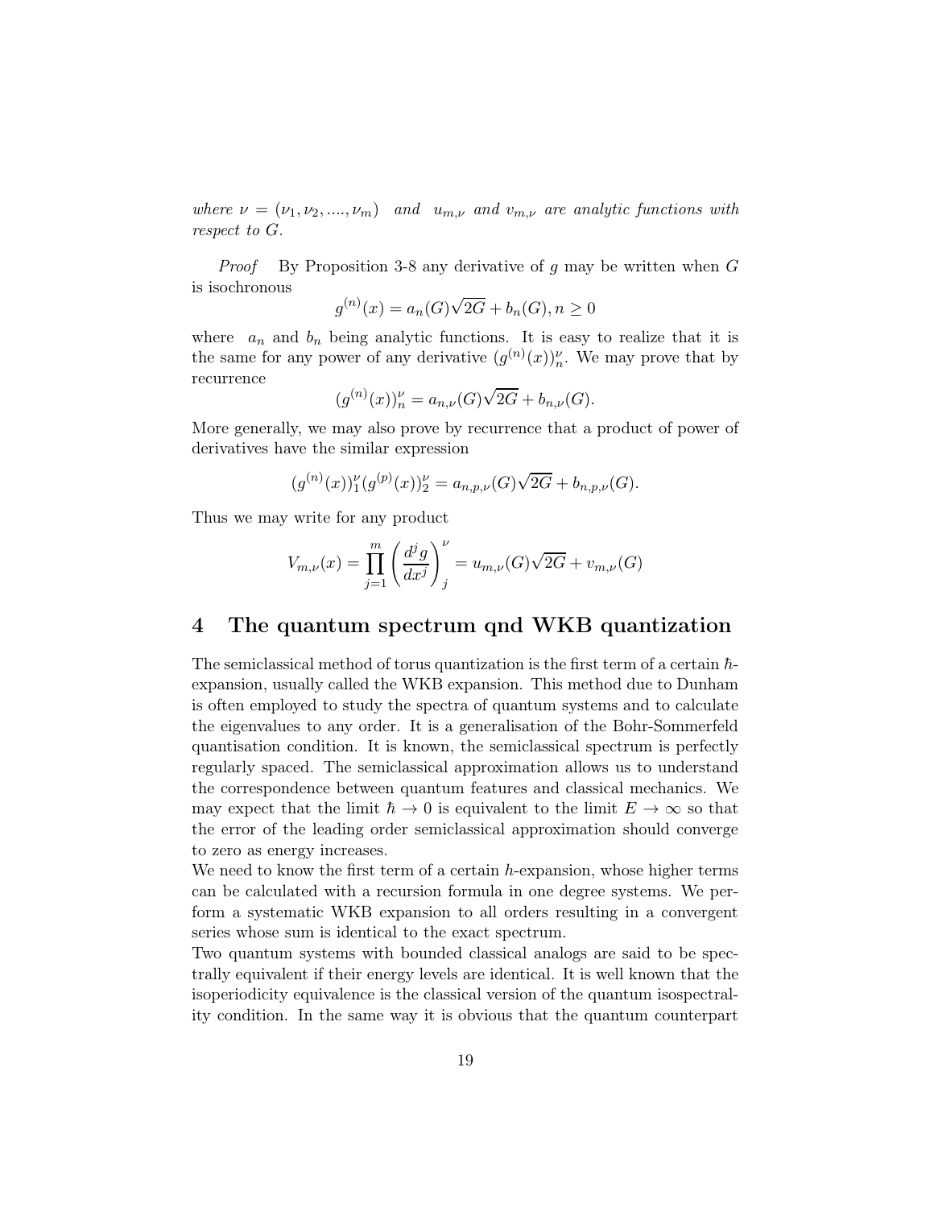*where $\nu = (\nu_1, \nu_2, ...., \nu_m)$ and $u_{m,\nu}$ and $v_{m,\nu}$ are analytic functions with respect to $G$.*

*Proof* By Proposition 3-8 any derivative of $g$ may be written when $G$ is isochronous

$$g^{(n)}(x) = a_n(G)\sqrt{2G} + b_n(G), n \geq 0$$

where $a_n$ and $b_n$ being analytic functions. It is easy to realize that it is the same for any power of any derivative $(g^{(n)}(x))_n^{\nu}$. We may prove that by recurrence

$$(g^{(n)}(x))_n^{\nu} = a_{n,\nu}(G)\sqrt{2G} + b_{n,\nu}(G).$$

More generally, we may also prove by recurrence that a product of power of derivatives have the similar expression

$$(g^{(n)}(x))_1^{\nu}(g^{(p)}(x))_2^{\nu} = a_{n,p,\nu}(G)\sqrt{2G} + b_{n,p,\nu}(G).$$

Thus we may write for any product

$$V_{m,\nu}(x) = \prod_{j=1}^{m} \left(\frac{d^j g}{dx^j}\right)_j^{\nu} = u_{m,\nu}(G)\sqrt{2G} + v_{m,\nu}(G)$$

# 4 The quantum spectrum qnd WKB quantization

The semiclassical method of torus quantization is the first term of a certain $\hbar$-expansion, usually called the WKB expansion. This method due to Dunham is often employed to study the spectra of quantum systems and to calculate the eigenvalues to any order. It is a generalisation of the Bohr-Sommerfeld quantisation condition. It is known, the semiclassical spectrum is perfectly regularly spaced. The semiclassical approximation allows us to understand the correspondence between quantum features and classical mechanics. We may expect that the limit $\hbar \to 0$ is equivalent to the limit $E \to \infty$ so that the error of the leading order semiclassical approximation should converge to zero as energy increases.

We need to know the first term of a certain $h$-expansion, whose higher terms can be calculated with a recursion formula in one degree systems. We perform a systematic WKB expansion to all orders resulting in a convergent series whose sum is identical to the exact spectrum.

Two quantum systems with bounded classical analogs are said to be spectrally equivalent if their energy levels are identical. It is well known that the isoperiodicity equivalence is the classical version of the quantum isospectrality condition. In the same way it is obvious that the quantum counterpart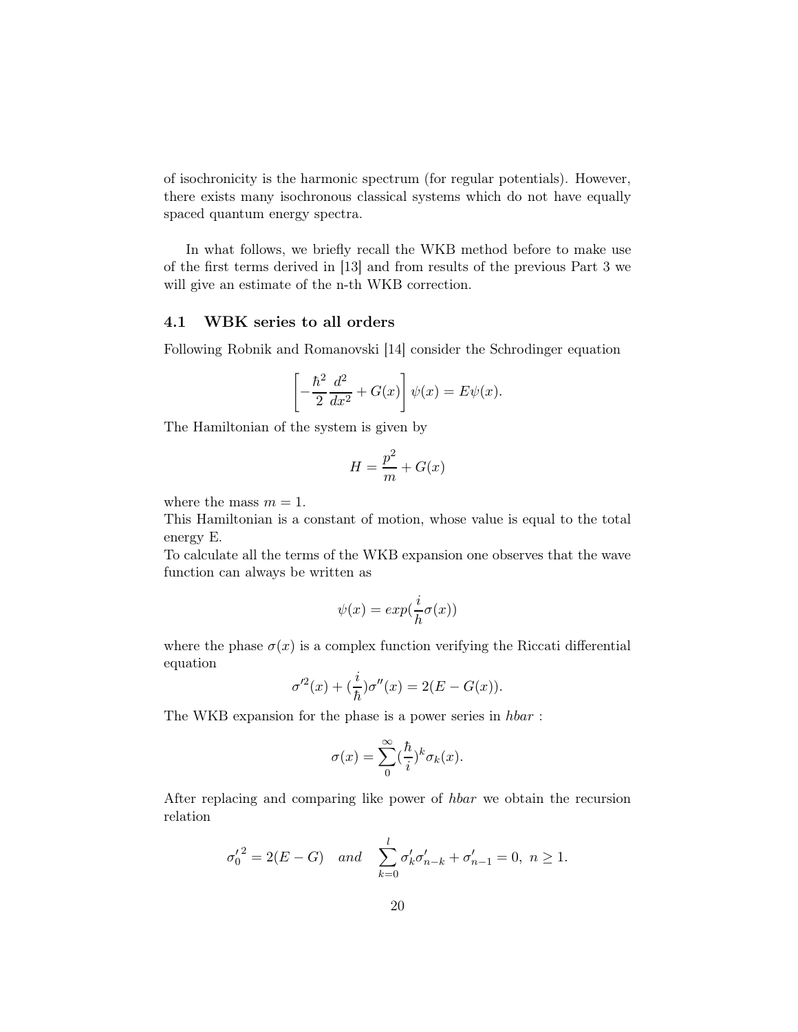of isochronicity is the harmonic spectrum (for regular potentials). However, there exists many isochronous classical systems which do not have equally spaced quantum energy spectra.

In what follows, we briefly recall the WKB method before to make use of the first terms derived in [13] and from results of the previous Part 3 we will give an estimate of the n-th WKB correction.

### 4.1 WBK series to all orders

Following Robnik and Romanovski [14] consider the Schrodinger equation

$$\left[-\frac{\hbar^2}{2}\frac{d^2}{dx^2} + G(x)\right]\psi(x) = E\psi(x).$$

The Hamiltonian of the system is given by

$$H = \frac{p^2}{m} + G(x)$$

where the mass $m = 1$.
This Hamiltonian is a constant of motion, whose value is equal to the total energy E.
To calculate all the terms of the WKB expansion one observes that the wave function can always be written as

$$\psi(x) = exp(\frac{i}{h}\sigma(x))$$

where the phase $\sigma(x)$ is a complex function verifying the Riccati differential equation

$$\sigma'^2(x) + (\frac{i}{\hbar})\sigma''(x) = 2(E - G(x)).$$

The WKB expansion for the phase is a power series in *hbar* :

$$\sigma(x) = \sum_0^{\infty}(\frac{\hbar}{i})^k\sigma_k(x).$$

After replacing and comparing like power of *hbar* we obtain the recursion relation

$${\sigma_0'}^2 = 2(E - G) \quad and \quad \sum_{k=0}^{l}\sigma_k'\sigma_{n-k}' + \sigma_{n-1}' = 0, \ n \geq 1.$$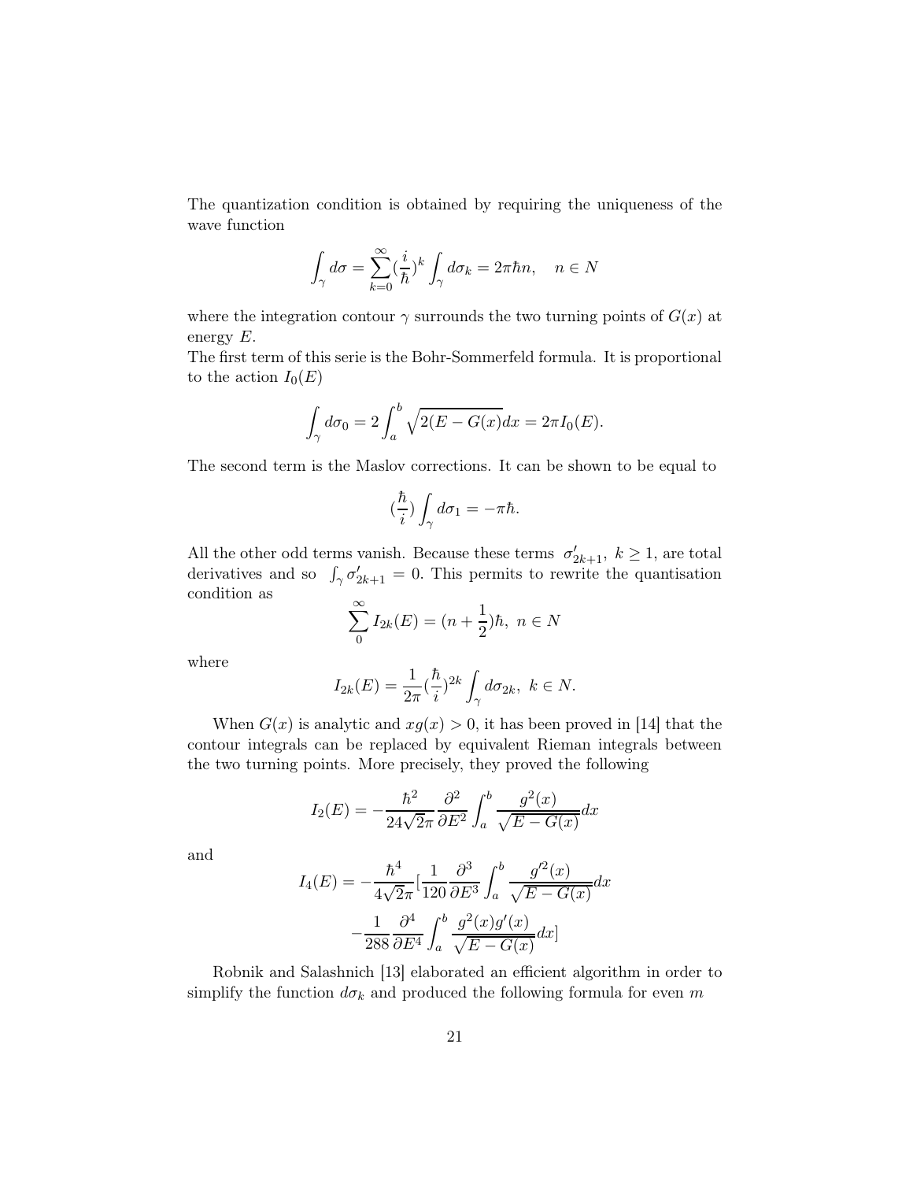The quantization condition is obtained by requiring the uniqueness of the wave function

$$\int_\gamma d\sigma = \sum_{k=0}^{\infty} (\frac{i}{\hbar})^k \int_\gamma d\sigma_k = 2\pi\hbar n, \quad n \in N$$

where the integration contour $\gamma$ surrounds the two turning points of $G(x)$ at energy $E$.

The first term of this serie is the Bohr-Sommerfeld formula. It is proportional to the action $I_0(E)$

$$\int_\gamma d\sigma_0 = 2\int_a^b \sqrt{2(E - G(x)}dx = 2\pi I_0(E).$$

The second term is the Maslov corrections. It can be shown to be equal to

$$(\frac{\hbar}{i}) \int_\gamma d\sigma_1 = -\pi\hbar.$$

All the other odd terms vanish. Because these terms $\sigma'_{2k+1},\ k \geq 1$, are total derivatives and so $\int_\gamma \sigma'_{2k+1} = 0$. This permits to rewrite the quantisation condition as

$$\sum_0^\infty I_{2k}(E) = (n + \frac{1}{2})\hbar,\ n \in N$$

where

$$I_{2k}(E) = \frac{1}{2\pi}(\frac{\hbar}{i})^{2k} \int_\gamma d\sigma_{2k},\ k \in N.$$

When $G(x)$ is analytic and $xg(x) > 0$, it has been proved in [14] that the contour integrals can be replaced by equivalent Rieman integrals between the two turning points. More precisely, they proved the following

$$I_2(E) = -\frac{\hbar^2}{24\sqrt{2}\pi} \frac{\partial^2}{\partial E^2} \int_a^b \frac{g^2(x)}{\sqrt{E - G(x)}} dx$$

and

$$I_4(E) = -\frac{\hbar^4}{4\sqrt{2}\pi} [\frac{1}{120} \frac{\partial^3}{\partial E^3} \int_a^b \frac{g'^2(x)}{\sqrt{E - G(x)}} dx - \frac{1}{288} \frac{\partial^4}{\partial E^4} \int_a^b \frac{g^2(x)g'(x)}{\sqrt{E - G(x)}} dx]$$

Robnik and Salashnich [13] elaborated an efficient algorithm in order to simplify the function $d\sigma_k$ and produced the following formula for even $m$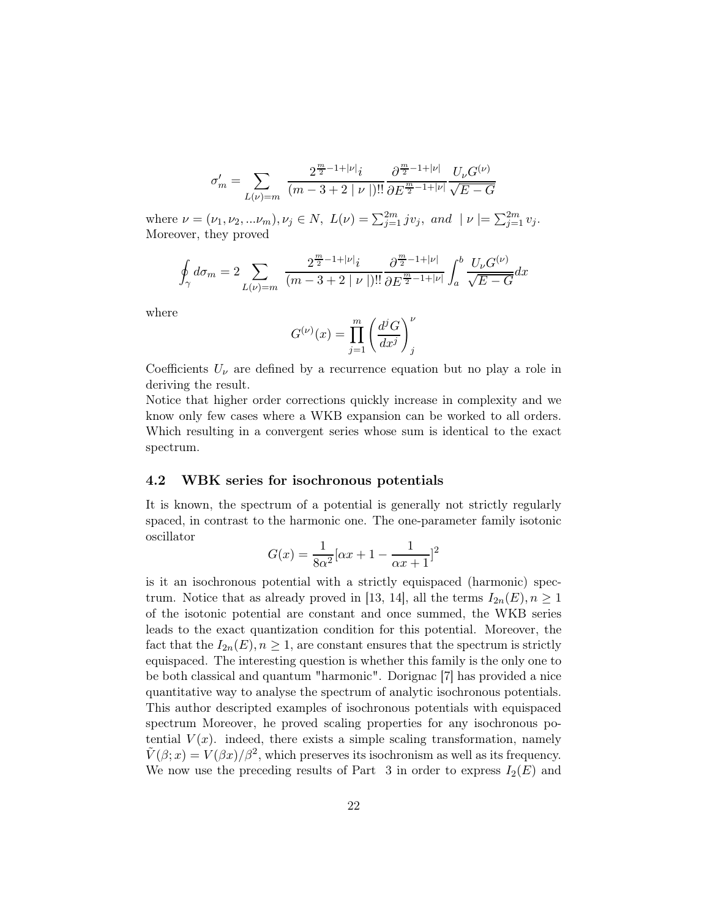$$\sigma'_m = \sum_{L(\nu)=m} \frac{2^{\frac{m}{2}-1+|\nu|}i}{(m-3+2\mid\nu\mid)!!} \frac{\partial^{\frac{m}{2}-1+|\nu|}}{\partial E^{\frac{m}{2}-1+|\nu|}} \frac{U_\nu G^{(\nu)}}{\sqrt{E-G}}$$

where $\nu = (\nu_1, \nu_2, ...\nu_m), \nu_j \in N,\ L(\nu) = \sum_{j=1}^{2m} jv_j,\ and\ \mid \nu \mid = \sum_{j=1}^{2m} v_j$. Moreover, they proved

$$\oint_\gamma d\sigma_m = 2 \sum_{L(\nu)=m} \frac{2^{\frac{m}{2}-1+|\nu|}i}{(m-3+2\mid\nu\mid)!!} \frac{\partial^{\frac{m}{2}-1+|\nu|}}{\partial E^{\frac{m}{2}-1+|\nu|}} \int_a^b \frac{U_\nu G^{(\nu)}}{\sqrt{E-G}} dx$$

where

$$G^{(\nu)}(x) = \prod_{j=1}^{m} \left(\frac{d^j G}{dx^j}\right)_j^\nu$$

Coefficients $U_\nu$ are defined by a recurrence equation but no play a role in deriving the result.
Notice that higher order corrections quickly increase in complexity and we know only few cases where a WKB expansion can be worked to all orders. Which resulting in a convergent series whose sum is identical to the exact spectrum.

### 4.2 WBK series for isochronous potentials

It is known, the spectrum of a potential is generally not strictly regularly spaced, in contrast to the harmonic one. The one-parameter family isotonic oscillator

$$G(x) = \frac{1}{8\alpha^2}[\alpha x + 1 - \frac{1}{\alpha x + 1}]^2$$

is it an isochronous potential with a strictly equispaced (harmonic) spectrum. Notice that as already proved in [13, 14], all the terms $I_{2n}(E), n \geq 1$ of the isotonic potential are constant and once summed, the WKB series leads to the exact quantization condition for this potential. Moreover, the fact that the $I_{2n}(E), n \geq 1$, are constant ensures that the spectrum is strictly equispaced. The interesting question is whether this family is the only one to be both classical and quantum "harmonic". Dorignac [7] has provided a nice quantitative way to analyse the spectrum of analytic isochronous potentials. This author descripted examples of isochronous potentials with equispaced spectrum Moreover, he proved scaling properties for any isochronous potential $V(x)$. indeed, there exists a simple scaling transformation, namely $\tilde{V}(\beta; x) = V(\beta x)/\beta^2$, which preserves its isochronism as well as its frequency. We now use the preceding results of Part 3 in order to express $I_2(E)$ and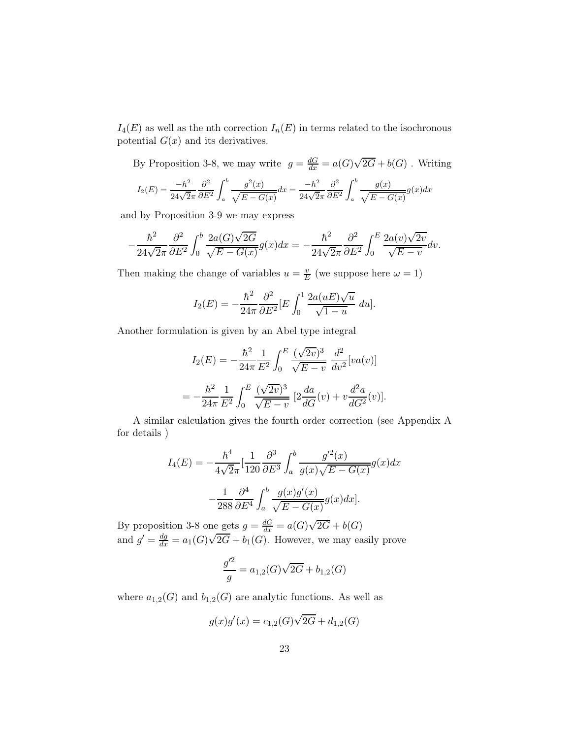$I_4(E)$ as well as the nth correction $I_n(E)$ in terms related to the isochronous potential $G(x)$ and its derivatives.

By Proposition 3-8, we may write $g = \frac{dG}{dx} = a(G)\sqrt{2G} + b(G)$ . Writing

$$I_2(E) = \frac{-\hbar^2}{24\sqrt{2}\pi}\frac{\partial^2}{\partial E^2}\int_a^b \frac{g^2(x)}{\sqrt{E-G(x)}}dx = \frac{-\hbar^2}{24\sqrt{2}\pi}\frac{\partial^2}{\partial E^2}\int_a^b \frac{g(x)}{\sqrt{E-G(x)}}g(x)dx$$

and by Proposition 3-9 we may express

$$-\frac{\hbar^2}{24\sqrt{2}\pi}\frac{\partial^2}{\partial E^2}\int_0^b \frac{2a(G)\sqrt{2G}}{\sqrt{E-G(x)}}g(x)dx = -\frac{\hbar^2}{24\sqrt{2}\pi}\frac{\partial^2}{\partial E^2}\int_0^E \frac{2a(v)\sqrt{2v}}{\sqrt{E-v}}dv.$$

Then making the change of variables $u = \frac{v}{E}$ (we suppose here $\omega = 1$)

$$I_2(E) = -\frac{\hbar^2}{24\pi}\frac{\partial^2}{\partial E^2}[E\int_0^1 \frac{2a(uE)\sqrt{u}}{\sqrt{1-u}}\ du].$$

Another formulation is given by an Abel type integral

$$I_2(E) = -\frac{\hbar^2}{24\pi}\frac{1}{E^2}\int_0^E \frac{(\sqrt{2v})^3}{\sqrt{E-v}}\ \frac{d^2}{dv^2}[va(v)]$$

$$= -\frac{\hbar^2}{24\pi}\frac{1}{E^2}\int_0^E \frac{(\sqrt{2v})^3}{\sqrt{E-v}}\ [2\frac{da}{dG}(v) + v\frac{d^2a}{dG^2}(v)].$$

A similar calculation gives the fourth order correction (see Appendix A for details )

$$I_4(E) = -\frac{\hbar^4}{4\sqrt{2}\pi}[\frac{1}{120}\frac{\partial^3}{\partial E^3}\int_a^b \frac{g'^2(x)}{g(x)\sqrt{E-G(x)}}g(x)dx$$

$$-\frac{1}{288}\frac{\partial^4}{\partial E^4}\int_a^b \frac{g(x)g'(x)}{\sqrt{E-G(x)}}g(x)dx].$$

By proposition 3-8 one gets $g = \frac{dG}{dx} = a(G)\sqrt{2G} + b(G)$
and $g' = \frac{dg}{dx} = a_1(G)\sqrt{2G} + b_1(G)$. However, we may easily prove

$$\frac{g'^2}{g} = a_{1,2}(G)\sqrt{2G} + b_{1,2}(G)$$

where $a_{1,2}(G)$ and $b_{1,2}(G)$ are analytic functions. As well as

$$g(x)g'(x) = c_{1,2}(G)\sqrt{2G} + d_{1,2}(G)$$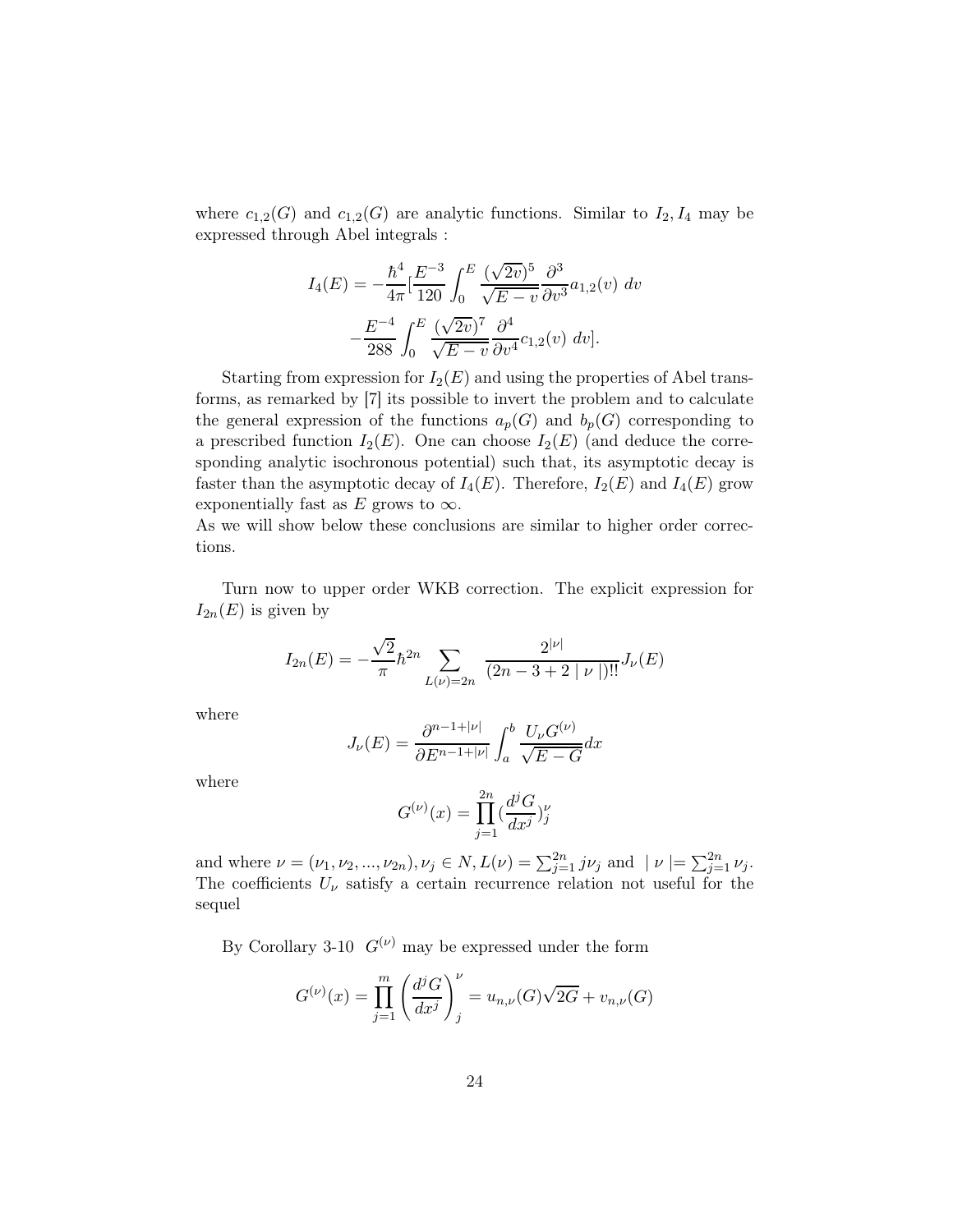where $c_{1,2}(G)$ and $c_{1,2}(G)$ are analytic functions. Similar to $I_2, I_4$ may be expressed through Abel integrals :

$$I_4(E) = -\frac{\hbar^4}{4\pi}[\frac{E^{-3}}{120}\int_0^E \frac{(\sqrt{2v})^5}{\sqrt{E-v}}\frac{\partial^3}{\partial v^3}a_{1,2}(v)\ dv$$
$$-\frac{E^{-4}}{288}\int_0^E \frac{(\sqrt{2v})^7}{\sqrt{E-v}}\frac{\partial^4}{\partial v^4}c_{1,2}(v)\ dv].$$

Starting from expression for $I_2(E)$ and using the properties of Abel transforms, as remarked by [7] its possible to invert the problem and to calculate the general expression of the functions $a_p(G)$ and $b_p(G)$ corresponding to a prescribed function $I_2(E)$. One can choose $I_2(E)$ (and deduce the corresponding analytic isochronous potential) such that, its asymptotic decay is faster than the asymptotic decay of $I_4(E)$. Therefore, $I_2(E)$ and $I_4(E)$ grow exponentially fast as $E$ grows to $\infty$.
As we will show below these conclusions are similar to higher order corrections.

Turn now to upper order WKB correction. The explicit expression for $I_{2n}(E)$ is given by

$$I_{2n}(E) = -\frac{\sqrt{2}}{\pi}\hbar^{2n}\sum_{L(\nu)=2n}\frac{2^{|\nu|}}{(2n-3+2\mid\nu\mid)!!}J_\nu(E)$$

where

$$J_\nu(E) = \frac{\partial^{n-1+|\nu|}}{\partial E^{n-1+|\nu|}}\int_a^b \frac{U_\nu G^{(\nu)}}{\sqrt{E-G}}dx$$

where

$$G^{(\nu)}(x) = \prod_{j=1}^{2n}(\frac{d^jG}{dx^j})^\nu_j$$

and where $\nu = (\nu_1, \nu_2, ..., \nu_{2n}), \nu_j \in N, L(\nu) = \sum_{j=1}^{2n} j\nu_j$ and $\mid\nu\mid = \sum_{j=1}^{2n}\nu_j$. The coefficients $U_\nu$ satisfy a certain recurrence relation not useful for the sequel

By Corollary 3-10 $G^{(\nu)}$ may be expressed under the form

$$G^{(\nu)}(x) = \prod_{j=1}^{m}\left(\frac{d^jG}{dx^j}\right)^\nu_j = u_{n,\nu}(G)\sqrt{2G} + v_{n,\nu}(G)$$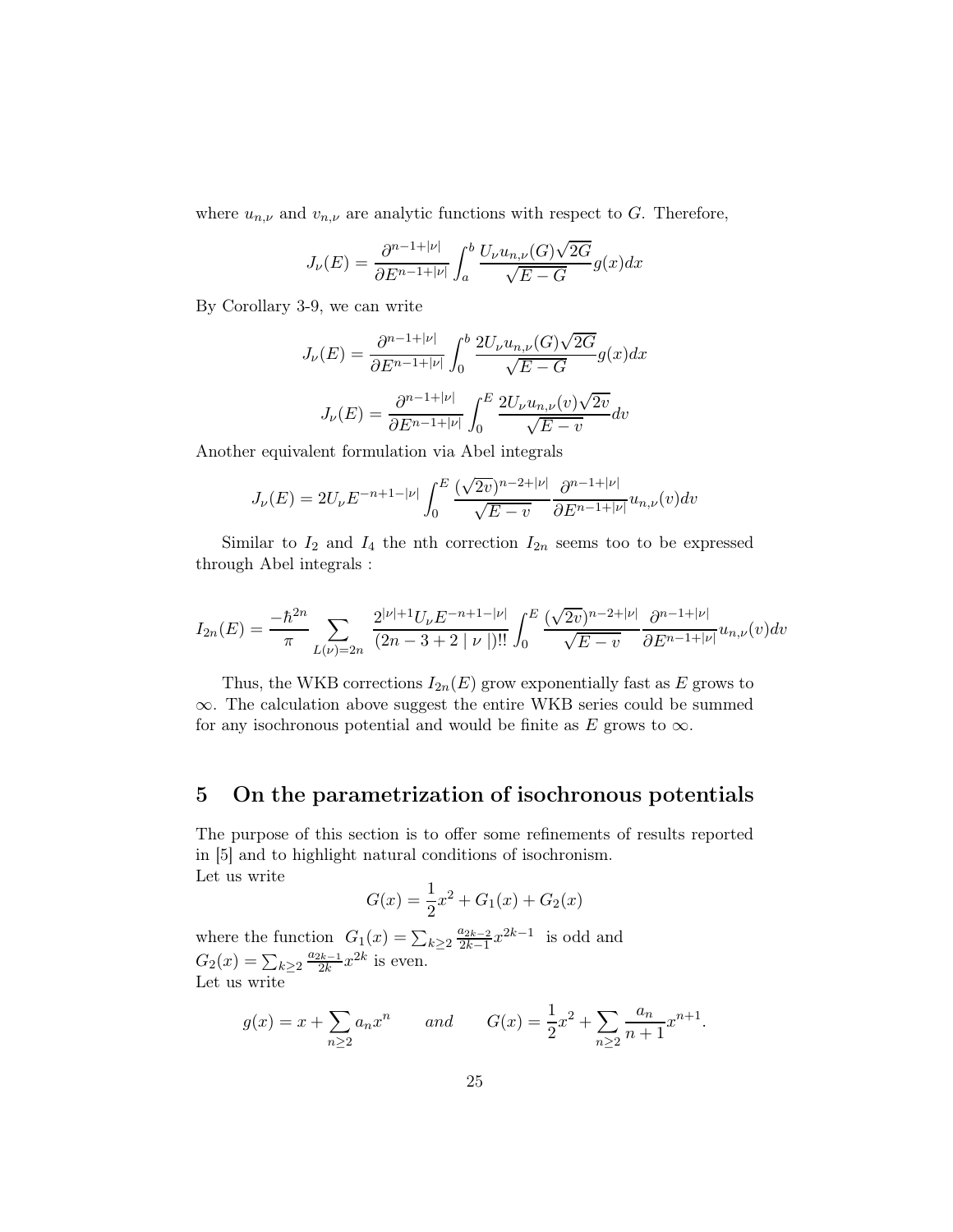where $u_{n,\nu}$ and $v_{n,\nu}$ are analytic functions with respect to $G$. Therefore,

$$J_\nu(E) = \frac{\partial^{n-1+|\nu|}}{\partial E^{n-1+|\nu|}} \int_a^b \frac{U_\nu u_{n,\nu}(G)\sqrt{2G}}{\sqrt{E-G}} g(x)dx$$

By Corollary 3-9, we can write

$$J_\nu(E) = \frac{\partial^{n-1+|\nu|}}{\partial E^{n-1+|\nu|}} \int_0^b \frac{2U_\nu u_{n,\nu}(G)\sqrt{2G}}{\sqrt{E-G}} g(x)dx$$

$$J_\nu(E) = \frac{\partial^{n-1+|\nu|}}{\partial E^{n-1+|\nu|}} \int_0^E \frac{2U_\nu u_{n,\nu}(v)\sqrt{2v}}{\sqrt{E-v}} dv$$

Another equivalent formulation via Abel integrals

$$J_\nu(E) = 2U_\nu E^{-n+1-|\nu|} \int_0^E \frac{(\sqrt{2v})^{n-2+|\nu|}}{\sqrt{E-v}} \frac{\partial^{n-1+|\nu|}}{\partial E^{n-1+|\nu|}} u_{n,\nu}(v)dv$$

Similar to $I_2$ and $I_4$ the nth correction $I_{2n}$ seems too to be expressed through Abel integrals :

$$I_{2n}(E) = \frac{-\hbar^{2n}}{\pi} \sum_{L(\nu)=2n} \frac{2^{|\nu|+1} U_\nu E^{-n+1-|\nu|}}{(2n-3+2\mid\nu\mid)!!} \int_0^E \frac{(\sqrt{2v})^{n-2+|\nu|}}{\sqrt{E-v}} \frac{\partial^{n-1+|\nu|}}{\partial E^{n-1+|\nu|}} u_{n,\nu}(v)dv$$

Thus, the WKB corrections $I_{2n}(E)$ grow exponentially fast as $E$ grows to $\infty$. The calculation above suggest the entire WKB series could be summed for any isochronous potential and would be finite as $E$ grows to $\infty$.

## 5 On the parametrization of isochronous potentials

The purpose of this section is to offer some refinements of results reported in [5] and to highlight natural conditions of isochronism.
Let us write

$$G(x) = \frac{1}{2}x^2 + G_1(x) + G_2(x)$$

where the function $G_1(x) = \sum_{k\geq 2} \frac{a_{2k-2}}{2k-1} x^{2k-1}$ is odd and $G_2(x) = \sum_{k\geq 2} \frac{a_{2k-1}}{2k} x^{2k}$ is even.
Let us write

$$g(x) = x + \sum_{n\geq 2} a_n x^n \qquad and \qquad G(x) = \frac{1}{2}x^2 + \sum_{n\geq 2} \frac{a_n}{n+1} x^{n+1}.$$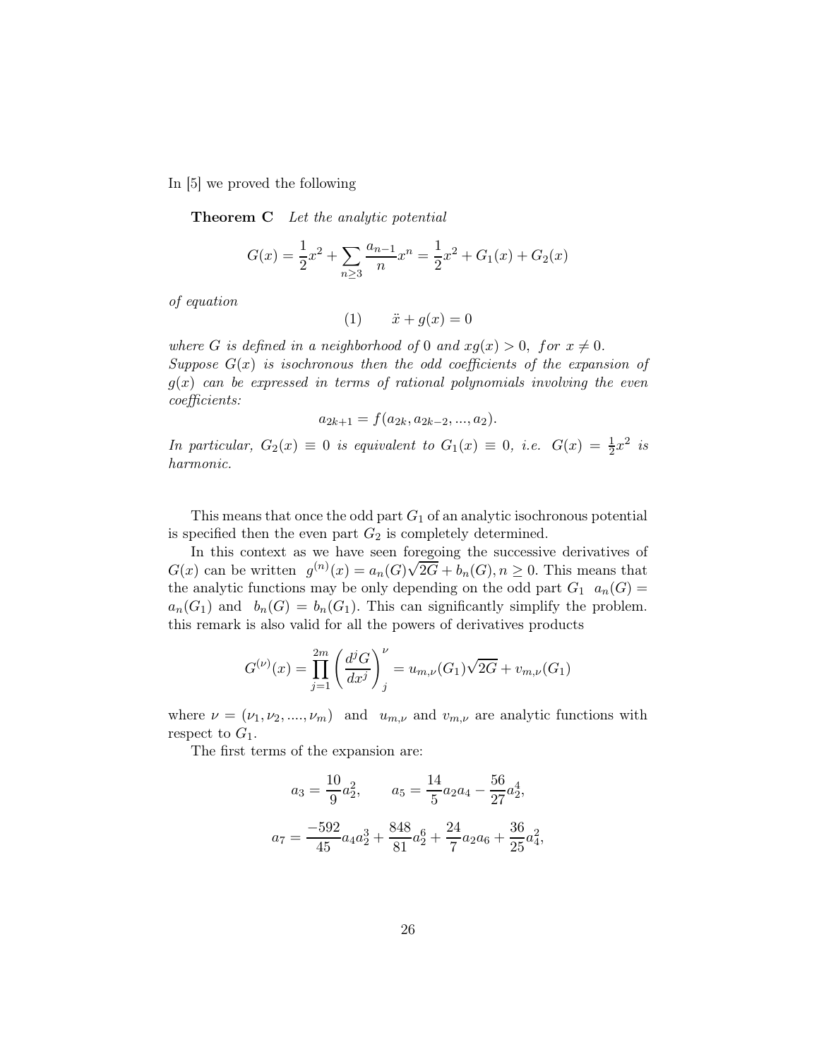In [5] we proved the following

**Theorem C** *Let the analytic potential*

$$G(x) = \frac{1}{2}x^2 + \sum_{n\geq 3} \frac{a_{n-1}}{n}x^n = \frac{1}{2}x^2 + G_1(x) + G_2(x)$$

*of equation*

$$(1) \qquad \ddot{x} + g(x) = 0$$

*where $G$ is defined in a neighborhood of $0$ and $xg(x) > 0,\ for\ x \neq 0$. Suppose $G(x)$ is isochronous then the odd coefficients of the expansion of $g(x)$ can be expressed in terms of rational polynomials involving the even coefficients:*

$$a_{2k+1} = f(a_{2k}, a_{2k-2}, ..., a_2).$$

*In particular, $G_2(x) \equiv 0$ is equivalent to $G_1(x) \equiv 0$, i.e. $G(x) = \frac{1}{2}x^2$ is harmonic.*

This means that once the odd part $G_1$ of an analytic isochronous potential is specified then the even part $G_2$ is completely determined.

In this context as we have seen foregoing the successive derivatives of $G(x)$ can be written $g^{(n)}(x) = a_n(G)\sqrt{2G} + b_n(G), n \geq 0$. This means that the analytic functions may be only depending on the odd part $G_1$ $a_n(G) = a_n(G_1)$ and $b_n(G) = b_n(G_1)$. This can significantly simplify the problem. this remark is also valid for all the powers of derivatives products

$$G^{(\nu)}(x) = \prod_{j=1}^{2m} \left(\frac{d^jG}{dx^j}\right)_j^{\nu} = u_{m,\nu}(G_1)\sqrt{2G} + v_{m,\nu}(G_1)$$

where $\nu = (\nu_1, \nu_2, ...., \nu_m)$ and $u_{m,\nu}$ and $v_{m,\nu}$ are analytic functions with respect to $G_1$.

The first terms of the expansion are:

$$a_3 = \frac{10}{9}a_2^2, \qquad a_5 = \frac{14}{5}a_2a_4 - \frac{56}{27}a_2^4,$$

$$a_7 = \frac{-592}{45}a_4a_2^3 + \frac{848}{81}a_2^6 + \frac{24}{7}a_2a_6 + \frac{36}{25}a_4^2,$$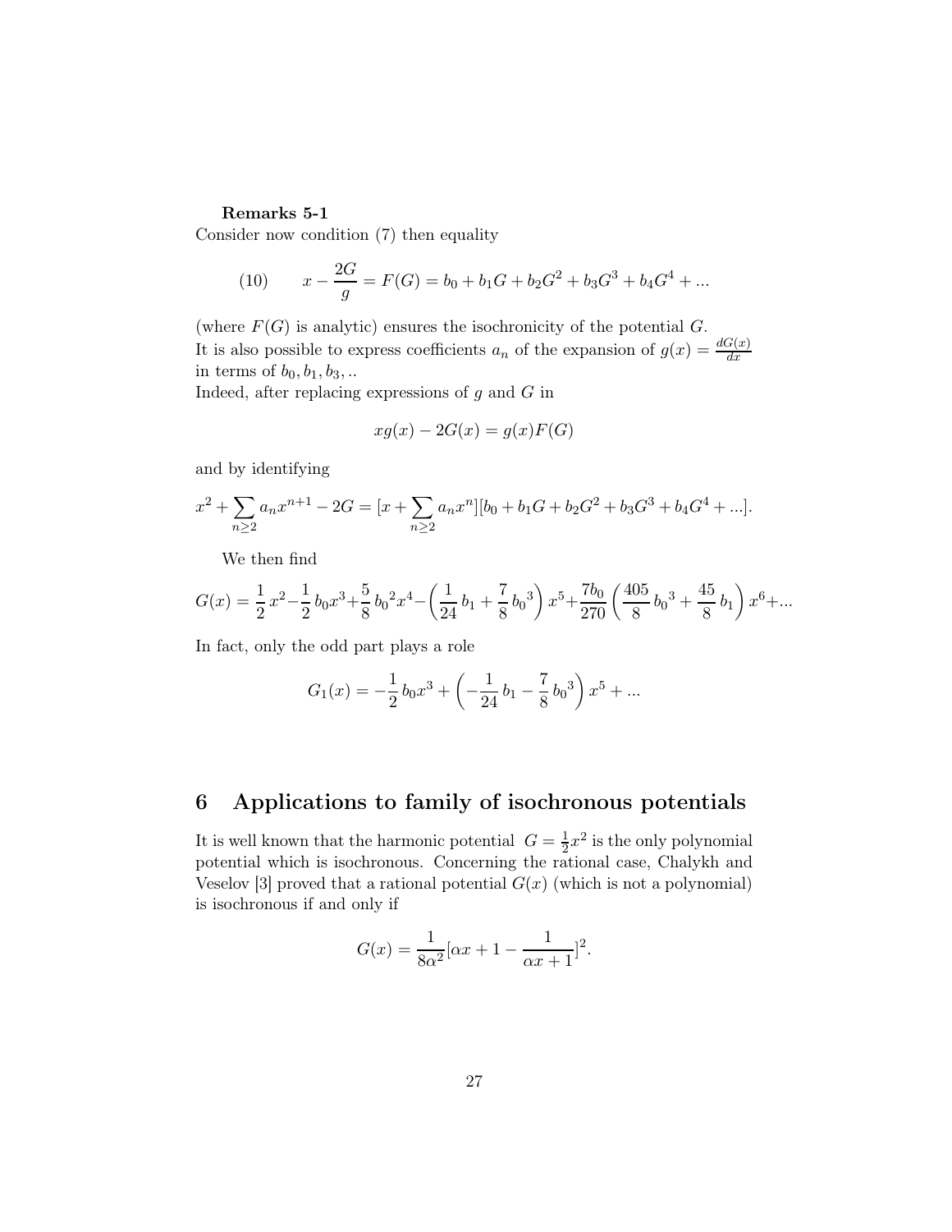**Remarks 5-1**

Consider now condition (7) then equality

$$(10) \qquad x - \frac{2G}{g} = F(G) = b_0 + b_1 G + b_2 G^2 + b_3 G^3 + b_4 G^4 + ...$$

(where $F(G)$ is analytic) ensures the isochronicity of the potential $G$.
It is also possible to express coefficients $a_n$ of the expansion of $g(x) = \frac{dG(x)}{dx}$ in terms of $b_0, b_1, b_3, ..$
Indeed, after replacing expressions of $g$ and $G$ in

$$xg(x) - 2G(x) = g(x)F(G)$$

and by identifying

$$x^2 + \sum_{n\geq 2} a_n x^{n+1} - 2G = [x + \sum_{n\geq 2} a_n x^n][b_0 + b_1 G + b_2 G^2 + b_3 G^3 + b_4 G^4 + ...].$$

We then find

$$G(x) = \frac{1}{2}\,x^2 - \frac{1}{2}\,b_0 x^3 + \frac{5}{8}\,{b_0}^2 x^4 - \left(\frac{1}{24}\,b_1 + \frac{7}{8}\,{b_0}^3\right)x^5 + \frac{7b_0}{270}\left(\frac{405}{8}\,{b_0}^3 + \frac{45}{8}\,b_1\right)x^6 + ...$$

In fact, only the odd part plays a role

$$G_1(x) = -\frac{1}{2}\,b_0 x^3 + \left(-\frac{1}{24}\,b_1 - \frac{7}{8}\,{b_0}^3\right)x^5 + ...$$

## 6 Applications to family of isochronous potentials

It is well known that the harmonic potential $G = \frac{1}{2}x^2$ is the only polynomial potential which is isochronous. Concerning the rational case, Chalykh and Veselov [3] proved that a rational potential $G(x)$ (which is not a polynomial) is isochronous if and only if

$$G(x) = \frac{1}{8\alpha^2}[\alpha x + 1 - \frac{1}{\alpha x + 1}]^2.$$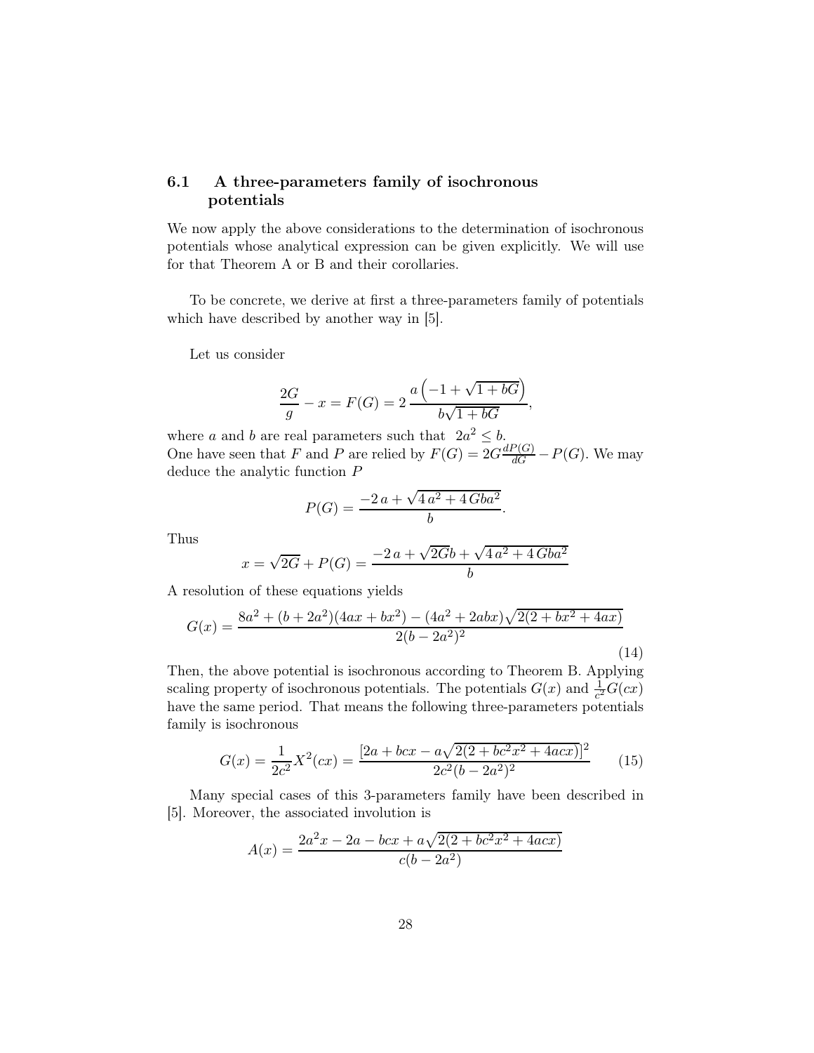### 6.1 A three-parameters family of isochronous potentials

We now apply the above considerations to the determination of isochronous potentials whose analytical expression can be given explicitly. We will use for that Theorem A or B and their corollaries.

To be concrete, we derive at first a three-parameters family of potentials which have described by another way in [5].

Let us consider

$$\frac{2G}{g} - x = F(G) = 2\,\frac{a\left(-1+\sqrt{1+bG}\right)}{b\sqrt{1+bG}},$$

where $a$ and $b$ are real parameters such that $2a^2 \leq b$.
One have seen that $F$ and $P$ are relied by $F(G) = 2G\frac{dP(G)}{dG} - P(G)$. We may deduce the analytic function $P$

$$P(G) = \frac{-2\,a + \sqrt{4\,a^2 + 4\,Gba^2}}{b}.$$

Thus

$$x = \sqrt{2G} + P(G) = \frac{-2\,a + \sqrt{2G}b + \sqrt{4\,a^2 + 4\,Gba^2}}{b}$$

A resolution of these equations yields

$$G(x) = \frac{8a^2 + (b+2a^2)(4ax+bx^2) - (4a^2+2abx)\sqrt{2(2+bx^2+4ax)}}{2(b-2a^2)^2} \tag{14}$$

Then, the above potential is isochronous according to Theorem B. Applying scaling property of isochronous potentials. The potentials $G(x)$ and $\frac{1}{c^2}G(cx)$ have the same period. That means the following three-parameters potentials family is isochronous

$$G(x) = \frac{1}{2c^2}X^2(cx) = \frac{[2a + bcx - a\sqrt{2(2+bc^2x^2+4acx)}]^2}{2c^2(b-2a^2)^2} \tag{15}$$

Many special cases of this 3-parameters family have been described in [5]. Moreover, the associated involution is

$$A(x) = \frac{2a^2x - 2a - bcx + a\sqrt{2(2+bc^2x^2+4acx)}}{c(b-2a^2)}$$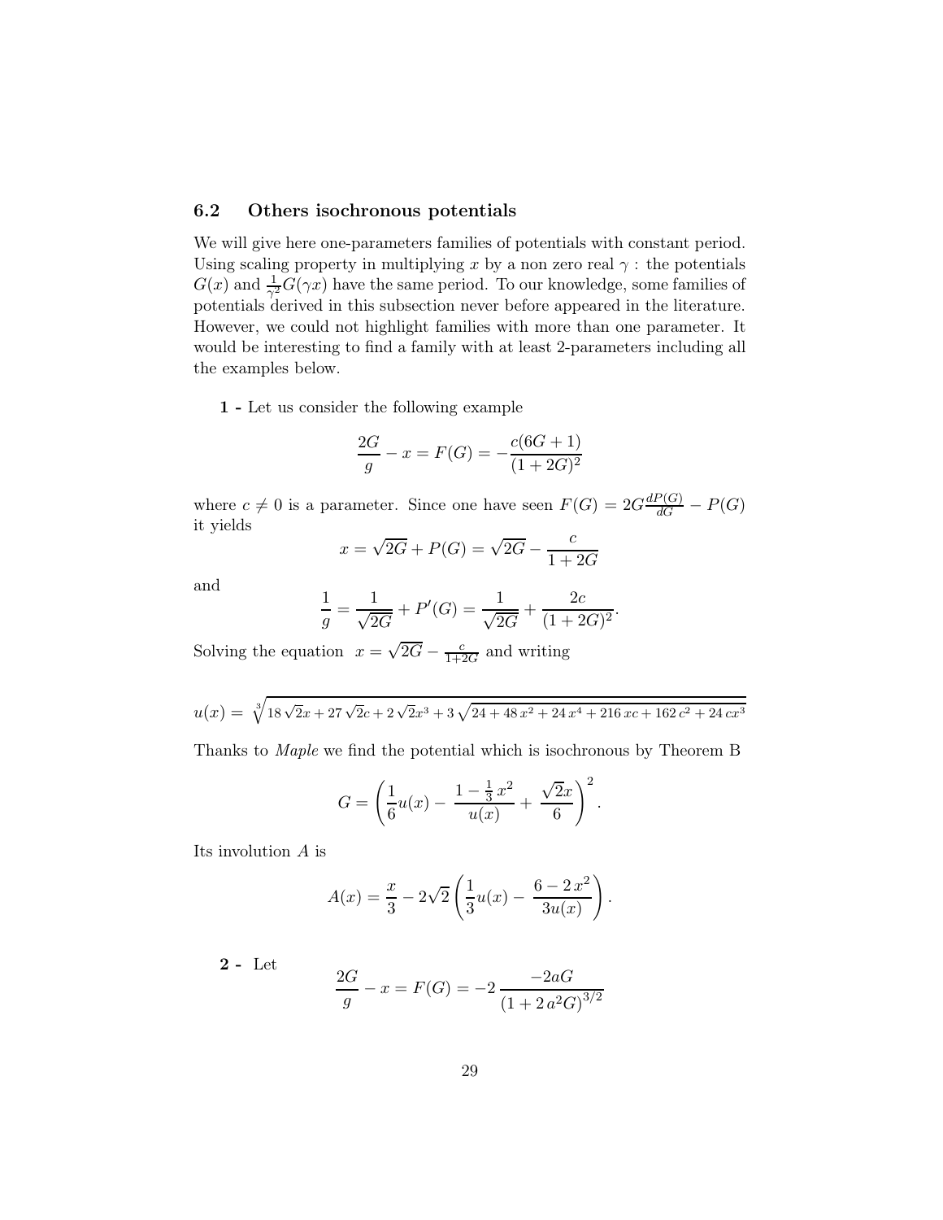### 6.2 Others isochronous potentials

We will give here one-parameters families of potentials with constant period. Using scaling property in multiplying $x$ by a non zero real $\gamma$ : the potentials $G(x)$ and $\frac{1}{\gamma^2}G(\gamma x)$ have the same period. To our knowledge, some families of potentials derived in this subsection never before appeared in the literature. However, we could not highlight families with more than one parameter. It would be interesting to find a family with at least 2-parameters including all the examples below.

**1 -** Let us consider the following example

$$\frac{2G}{g} - x = F(G) = -\frac{c(6G+1)}{(1+2G)^2}$$

where $c \neq 0$ is a parameter. Since one have seen $F(G) = 2G\frac{dP(G)}{dG} - P(G)$ it yields

$$x = \sqrt{2G} + P(G) = \sqrt{2G} - \frac{c}{1+2G}$$

and

$$\frac{1}{g} = \frac{1}{\sqrt{2G}} + P'(G) = \frac{1}{\sqrt{2G}} + \frac{2c}{(1+2G)^2}.$$

Solving the equation $x = \sqrt{2G} - \frac{c}{1+2G}$ and writing

$$u(x) = \sqrt[3]{18\sqrt{2}x + 27\sqrt{2}c + 2\sqrt{2}x^3 + 3\sqrt{24 + 48\,x^2 + 24\,x^4 + 216\,xc + 162\,c^2 + 24\,cx^3}}$$

Thanks to *Maple* we find the potential which is isochronous by Theorem B

$$G = \left(\frac{1}{6}u(x) - \frac{1 - \frac{1}{3}\,x^2}{u(x)} + \frac{\sqrt{2}x}{6}\right)^2.$$

Its involution $A$ is

$$A(x) = \frac{x}{3} - 2\sqrt{2}\left(\frac{1}{3}u(x) - \frac{6 - 2\,x^2}{3u(x)}\right).$$

**2 -** Let

$$\frac{2G}{g} - x = F(G) = -2\,\frac{-2aG}{\left(1 + 2\,a^2G\right)^{3/2}}$$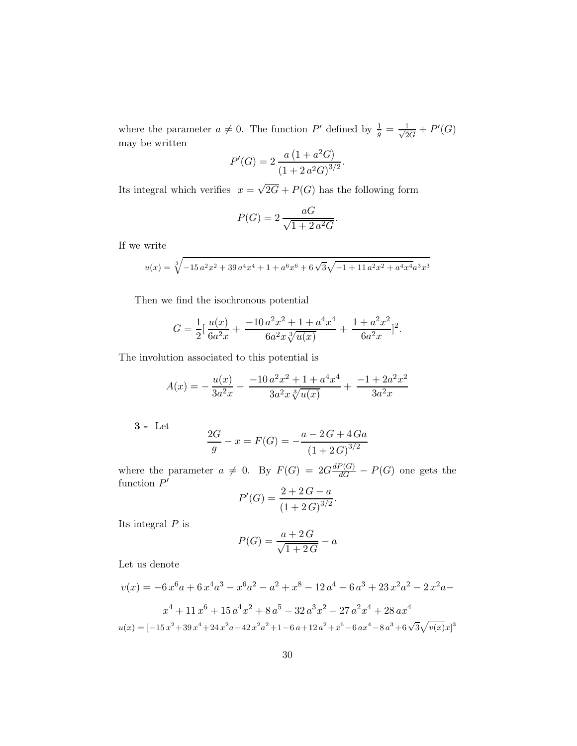where the parameter $a \neq 0$. The function $P'$ defined by $\frac{1}{g} = \frac{1}{\sqrt{2G}} + P'(G)$ may be written

$$P'(G) = 2\,\frac{a\left(1 + a^2 G\right)}{\left(1 + 2\,a^2 G\right)^{3/2}}.$$

Its integral which verifies $x = \sqrt{2G} + P(G)$ has the following form

$$P(G) = 2\,\frac{aG}{\sqrt{1 + 2\,a^2 G}}.$$

If we write

$$u(x) = \sqrt[3]{-15\,a^2x^2 + 39\,a^4x^4 + 1 + a^6x^6 + 6\,\sqrt{3}\sqrt{-1 + 11\,a^2x^2 + a^4x^4}a^3x^3}$$

Then we find the isochronous potential

$$G = \frac{1}{2}\Big[\,\frac{u(x)}{6a^2x} + \frac{-10\,a^2x^2 + 1 + a^4x^4}{6a^2x\sqrt[3]{u(x)}} + \frac{1 + a^2x^2}{6a^2x}\Big]^2.$$

The involution associated to this potential is

$$A(x) = -\,\frac{u(x)}{3a^2x} - \frac{-10\,a^2x^2 + 1 + a^4x^4}{3a^2x\sqrt[3]{u(x)}} + \frac{-1 + 2a^2x^2}{3a^2x}$$

**3 -** Let

$$\frac{2G}{g} - x = F(G) = -\frac{a - 2\,G + 4\,Ga}{\left(1 + 2\,G\right)^{3/2}}$$

where the parameter $a \neq 0$. By $F(G) = 2G\frac{dP(G)}{dG} - P(G)$ one gets the function $P'$

$$P'(G) = \frac{2 + 2\,G - a}{\left(1 + 2\,G\right)^{3/2}}.$$

Its integral $P$ is

$$P(G) = \frac{a + 2\,G}{\sqrt{1 + 2\,G}} - a$$

Let us denote

$$v(x) = -6\,x^6a + 6\,x^4a^3 - x^6a^2 - a^2 + x^8 - 12\,a^4 + 6\,a^3 + 23\,x^2a^2 - 2\,x^2a -$$

$$x^4 + 11\,x^6 + 15\,a^4x^2 + 8\,a^5 - 32\,a^3x^2 - 27\,a^2x^4 + 28\,ax^4$$

$$u(x) = [-15\,x^2 + 39\,x^4 + 24\,x^2a - 42\,x^2a^2 + 1 - 6\,a + 12\,a^2 + x^6 - 6\,ax^4 - 8\,a^3 + 6\,\sqrt{3}\sqrt{v(x)}x]^3$$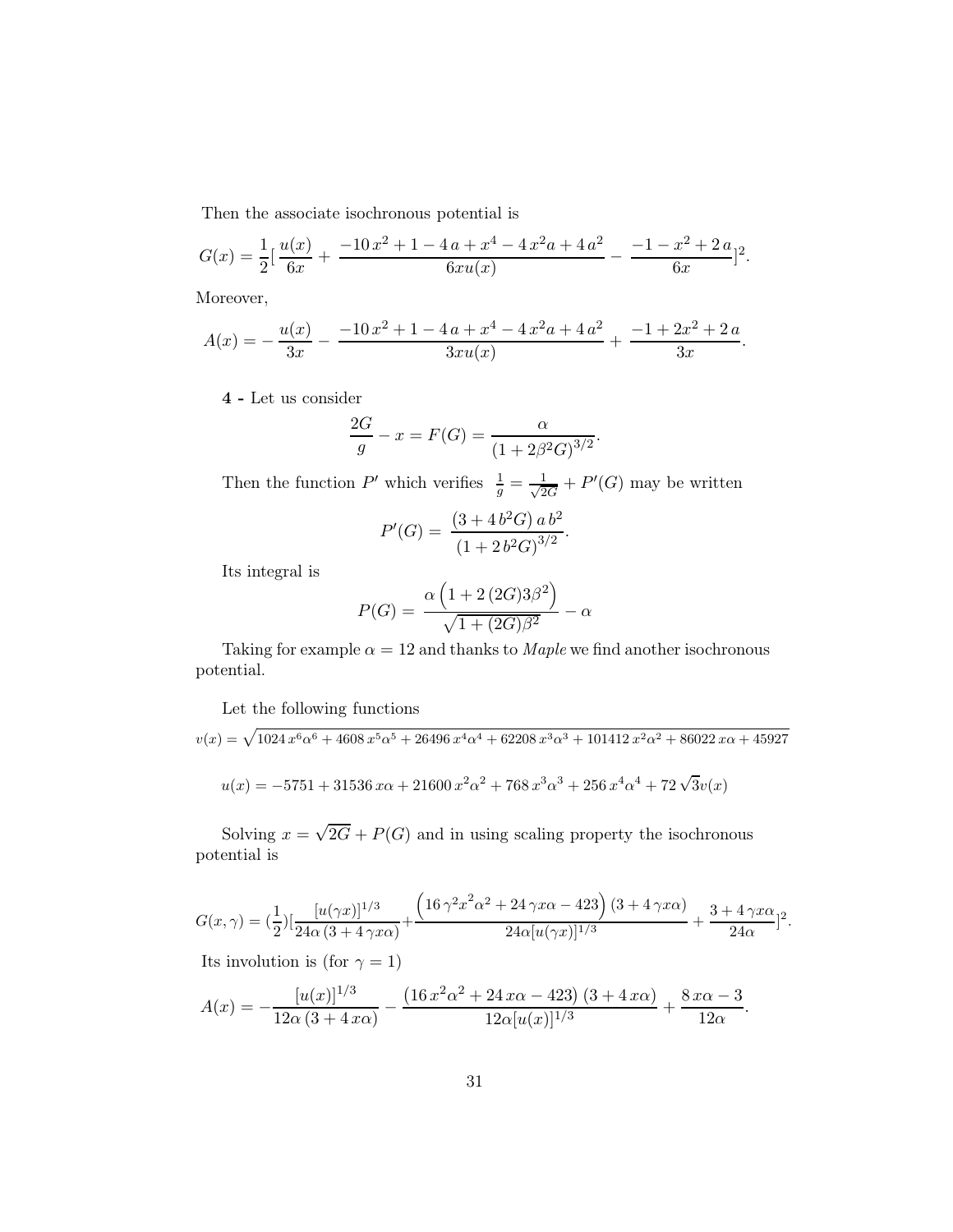Then the associate isochronous potential is

$$G(x) = \frac{1}{2}[\ \frac{u(x)}{6x} + \frac{-10\,x^2 + 1 - 4\,a + x^4 - 4\,x^2 a + 4\,a^2}{6xu(x)} - \frac{-1 - x^2 + 2\,a}{6x}]^2.$$

Moreover,

$$A(x) = -\frac{u(x)}{3x} - \frac{-10\,x^2 + 1 - 4\,a + x^4 - 4\,x^2 a + 4\,a^2}{3xu(x)} + \frac{-1 + 2x^2 + 2\,a}{3x}.$$

**4 -** Let us consider

$$\frac{2G}{g} - x = F(G) = \frac{\alpha}{(1 + 2\beta^2 G)^{3/2}}.$$

Then the function $P'$ which verifies $\frac{1}{g} = \frac{1}{\sqrt{2G}} + P'(G)$ may be written

$$P'(G) = \frac{\left(3 + 4\,b^2 G\right) a\, b^2}{\left(1 + 2\,b^2 G\right)^{3/2}}.$$

Its integral is

$$P(G) = \frac{\alpha\left(1 + 2\,(2G)3\beta^2\right)}{\sqrt{1 + (2G)\beta^2}} - \alpha$$

Taking for example $\alpha = 12$ and thanks to *Maple* we find another isochronous potential.

Let the following functions

$$v(x) = \sqrt{1024\,x^6\alpha^6 + 4608\,x^5\alpha^5 + 26496\,x^4\alpha^4 + 62208\,x^3\alpha^3 + 101412\,x^2\alpha^2 + 86022\,x\alpha + 45927}$$

$$u(x) = -5751 + 31536\,x\alpha + 21600\,x^2\alpha^2 + 768\,x^3\alpha^3 + 256\,x^4\alpha^4 + 72\,\sqrt{3}v(x)$$

Solving $x = \sqrt{2G} + P(G)$ and in using scaling property the isochronous potential is

$$G(x,\gamma) = (\frac{1}{2})[\frac{[u(\gamma x)]^{1/3}}{24\alpha\,(3 + 4\,\gamma x\alpha)} + \frac{\left(16\,\gamma^2 x^2\alpha^2 + 24\,\gamma x\alpha - 423\right)(3 + 4\,\gamma x\alpha)}{24\alpha[u(\gamma x)]^{1/3}} + \frac{3 + 4\,\gamma x\alpha}{24\alpha}]^2.$$

Its involution is (for $\gamma = 1$)

$$A(x) = -\frac{[u(x)]^{1/3}}{12\alpha\,(3 + 4\,x\alpha)} - \frac{\left(16\,x^2\alpha^2 + 24\,x\alpha - 423\right)(3 + 4\,x\alpha)}{12\alpha[u(x)]^{1/3}} + \frac{8\,x\alpha - 3}{12\alpha}.$$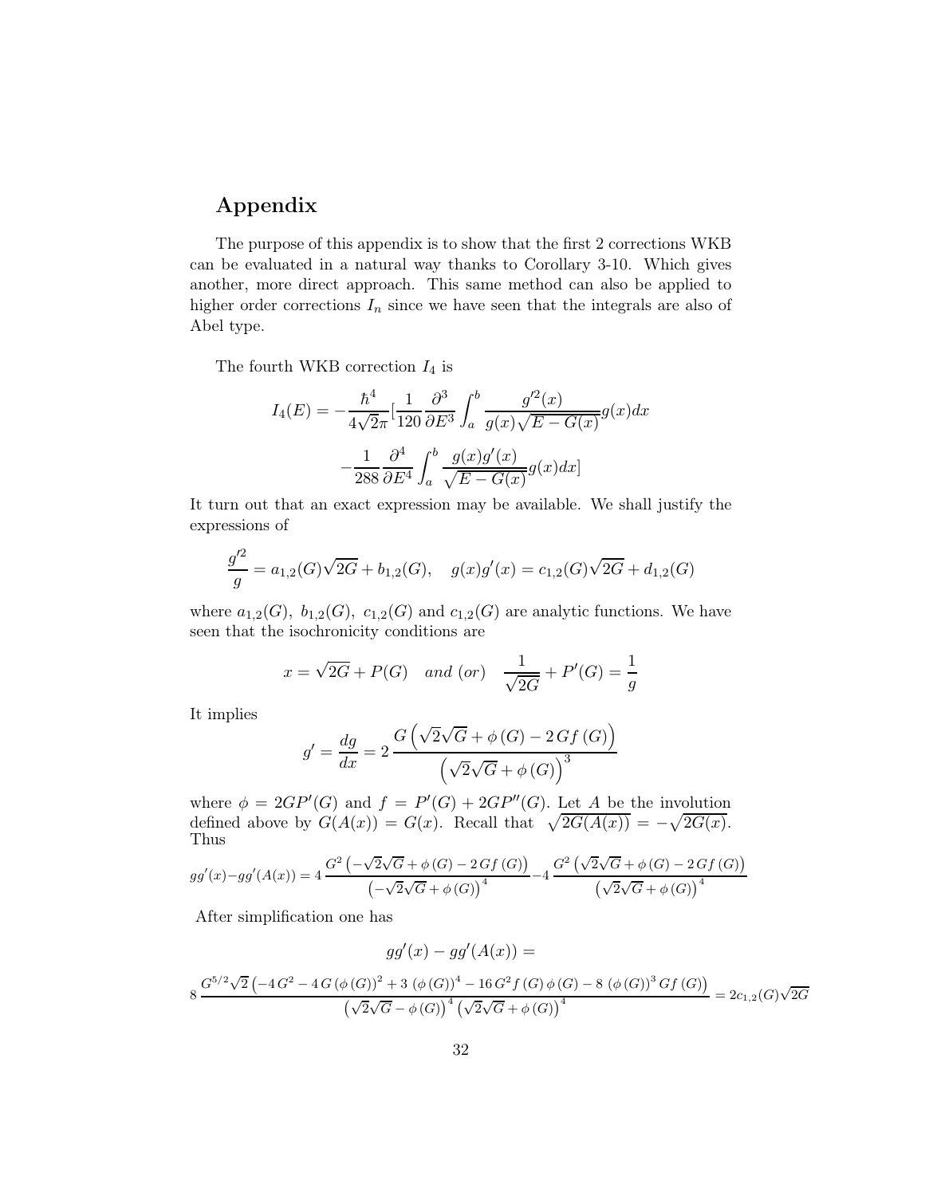## Appendix

The purpose of this appendix is to show that the first 2 corrections WKB can be evaluated in a natural way thanks to Corollary 3-10. Which gives another, more direct approach. This same method can also be applied to higher order corrections $I_n$ since we have seen that the integrals are also of Abel type.

The fourth WKB correction $I_4$ is

$$I_4(E) = -\frac{\hbar^4}{4\sqrt{2}\pi}\Big[\frac{1}{120}\frac{\partial^3}{\partial E^3}\int_a^b \frac{g'^2(x)}{g(x)\sqrt{E-G(x)}}g(x)dx$$

$$-\frac{1}{288}\frac{\partial^4}{\partial E^4}\int_a^b \frac{g(x)g'(x)}{\sqrt{E-G(x)}}g(x)dx\Big]$$

It turn out that an exact expression may be available. We shall justify the expressions of

$$\frac{g'^2}{g} = a_{1,2}(G)\sqrt{2G} + b_{1,2}(G), \quad g(x)g'(x) = c_{1,2}(G)\sqrt{2G} + d_{1,2}(G)$$

where $a_{1,2}(G)$, $b_{1,2}(G)$, $c_{1,2}(G)$ and $c_{1,2}(G)$ are analytic functions. We have seen that the isochronicity conditions are

$$x = \sqrt{2G} + P(G) \quad and\ (or) \quad \frac{1}{\sqrt{2G}} + P'(G) = \frac{1}{g}$$

It implies

$$g' = \frac{dg}{dx} = 2\,\frac{G\left(\sqrt{2}\sqrt{G} + \phi(G) - 2\,Gf(G)\right)}{\left(\sqrt{2}\sqrt{G} + \phi(G)\right)^3}$$

where $\phi = 2GP'(G)$ and $f = P'(G) + 2GP''(G)$. Let $A$ be the involution defined above by $G(A(x)) = G(x)$. Recall that $\sqrt{2G(A(x))} = -\sqrt{2G(x)}$. Thus

$$gg'(x) - gg'(A(x)) = 4\,\frac{G^2\left(-\sqrt{2}\sqrt{G} + \phi(G) - 2\,Gf(G)\right)}{\left(-\sqrt{2}\sqrt{G} + \phi(G)\right)^4} - 4\,\frac{G^2\left(\sqrt{2}\sqrt{G} + \phi(G) - 2\,Gf(G)\right)}{\left(\sqrt{2}\sqrt{G} + \phi(G)\right)^4}$$

After simplification one has

$$gg'(x) - gg'(A(x)) =$$

$$8\,\frac{G^{5/2}\sqrt{2}\left(-4\,G^2 - 4\,G\,(\phi(G))^2 + 3\,(\phi(G))^4 - 16\,G^2 f(G)\,\phi(G) - 8\,(\phi(G))^3\,Gf(G)\right)}{\left(\sqrt{2}\sqrt{G} - \phi(G)\right)^4\left(\sqrt{2}\sqrt{G} + \phi(G)\right)^4} = 2c_{1,2}(G)\sqrt{2G}$$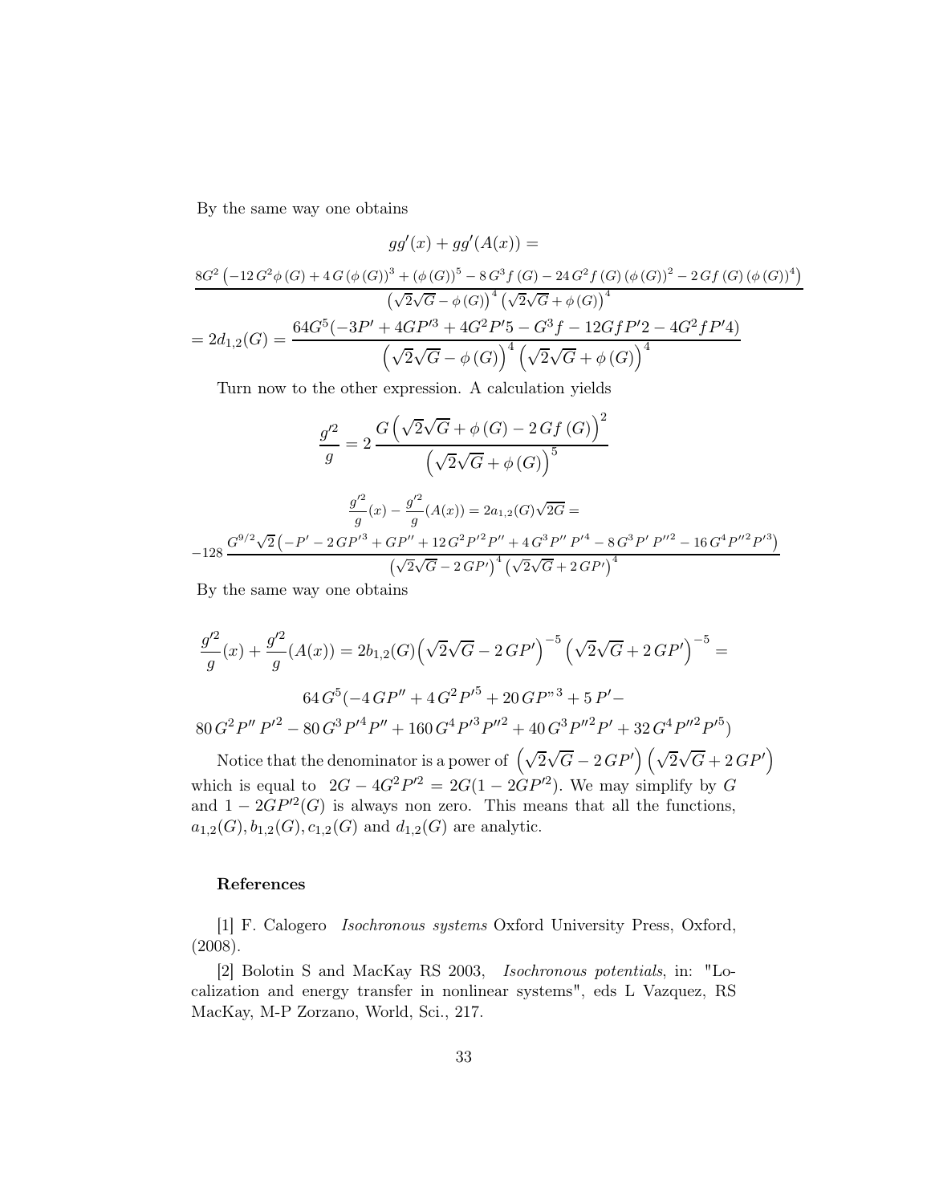By the same way one obtains

$$gg'(x) + gg'(A(x)) =$$

$$\frac{8G^2 \left(-12\, G^2 \phi\,(G) + 4\, G\,(\phi\,(G))^3 + (\phi\,(G))^5 - 8\, G^3 f\,(G) - 24\, G^2 f\,(G)\,(\phi\,(G))^2 - 2\, G f\,(G)\,(\phi\,(G))^4\right)}{\left(\sqrt{2}\sqrt{G} - \phi\,(G)\right)^4 \left(\sqrt{2}\sqrt{G} + \phi\,(G)\right)^4}$$

$$= 2d_{1,2}(G) = \frac{64G^5(-3P' + 4GP'^3 + 4G^2P'5 - G^3f - 12GfP'2 - 4G^2fP'4)}{\left(\sqrt{2}\sqrt{G} - \phi\,(G)\right)^4 \left(\sqrt{2}\sqrt{G} + \phi\,(G)\right)^4}$$

Turn now to the other expression. A calculation yields

$$\frac{g'^2}{g} = 2\,\frac{G\left(\sqrt{2}\sqrt{G} + \phi\,(G) - 2\,G f\,(G)\right)^2}{\left(\sqrt{2}\sqrt{G} + \phi\,(G)\right)^5}$$

$$\frac{g'^2}{g}(x) - \frac{g'^2}{g}(A(x)) = 2a_{1,2}(G)\sqrt{2G} =$$

$$-128\,\frac{G^{9/2}\sqrt{2}\left(-P' - 2\,GP'^3 + GP'' + 12\,G^2P'^2P'' + 4\,G^3P''\,P'^4 - 8\,G^3P'\,P''^2 - 16\,G^4P''^2P'^3\right)}{\left(\sqrt{2}\sqrt{G} - 2\,GP'\right)^4\left(\sqrt{2}\sqrt{G} + 2\,GP'\right)^4}$$

By the same way one obtains

$$\frac{g'^2}{g}(x) + \frac{g'^2}{g}(A(x)) = 2b_{1,2}(G)\left(\sqrt{2}\sqrt{G} - 2\,GP'\right)^{-5}\left(\sqrt{2}\sqrt{G} + 2\,GP'\right)^{-5} =$$

$$64\,G^5(-4\,GP'' + 4\,G^2P'^5 + 20\,GP"^3 + 5\,P' -$$

$$80\,G^2P''\,P'^2 - 80\,G^3P'^4P'' + 160\,G^4P'^3P''^2 + 40\,G^3P''^2P' + 32\,G^4P''^2P'^5)$$

Notice that the denominator is a power of $\left(\sqrt{2}\sqrt{G} - 2\,GP'\right)\left(\sqrt{2}\sqrt{G} + 2\,GP'\right)$ which is equal to $2G - 4G^2P'^2 = 2G(1 - 2GP'^2)$. We may simplify by $G$ and $1 - 2GP'^2(G)$ is always non zero. This means that all the functions, $a_{1,2}(G), b_{1,2}(G), c_{1,2}(G)$ and $d_{1,2}(G)$ are analytic.

## References

[1] F. Calogero *Isochronous systems* Oxford University Press, Oxford, (2008).

[2] Bolotin S and MacKay RS 2003, *Isochronous potentials*, in: "Localization and energy transfer in nonlinear systems", eds L Vazquez, RS MacKay, M-P Zorzano, World, Sci., 217.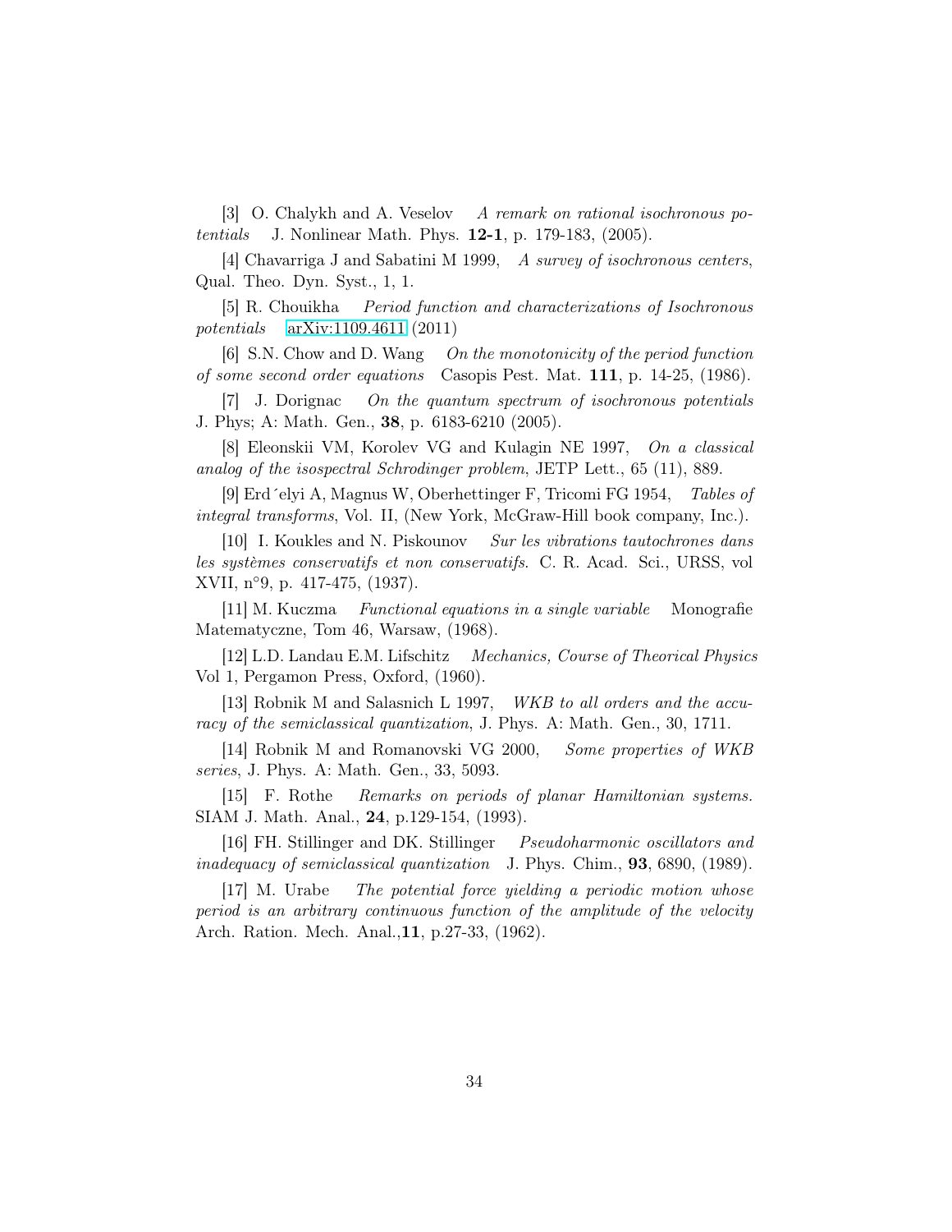[3] O. Chalykh and A. Veselov *A remark on rational isochronous potentials* J. Nonlinear Math. Phys. **12-1**, p. 179-183, (2005).

[4] Chavarriga J and Sabatini M 1999, *A survey of isochronous centers*, Qual. Theo. Dyn. Syst., 1, 1.

[5] R. Chouikha *Period function and characterizations of Isochronous potentials* arXiv:1109.4611 (2011)

[6] S.N. Chow and D. Wang *On the monotonicity of the period function of some second order equations* Casopis Pest. Mat. **111**, p. 14-25, (1986).

[7] J. Dorignac *On the quantum spectrum of isochronous potentials* J. Phys; A: Math. Gen., **38**, p. 6183-6210 (2005).

[8] Eleonskii VM, Korolev VG and Kulagin NE 1997, *On a classical analog of the isospectral Schrodinger problem*, JETP Lett., 65 (11), 889.

[9] Erd´elyi A, Magnus W, Oberhettinger F, Tricomi FG 1954, *Tables of integral transforms*, Vol. II, (New York, McGraw-Hill book company, Inc.).

[10] I. Koukles and N. Piskounov *Sur les vibrations tautochrones dans les systèmes conservatifs et non conservatifs.* C. R. Acad. Sci., URSS, vol XVII, n°9, p. 417-475, (1937).

[11] M. Kuczma *Functional equations in a single variable* Monografie Matematyczne, Tom 46, Warsaw, (1968).

[12] L.D. Landau E.M. Lifschitz *Mechanics, Course of Theorical Physics* Vol 1, Pergamon Press, Oxford, (1960).

[13] Robnik M and Salasnich L 1997, *WKB to all orders and the accuracy of the semiclassical quantization*, J. Phys. A: Math. Gen., 30, 1711.

[14] Robnik M and Romanovski VG 2000, *Some properties of WKB series*, J. Phys. A: Math. Gen., 33, 5093.

[15] F. Rothe *Remarks on periods of planar Hamiltonian systems.* SIAM J. Math. Anal., **24**, p.129-154, (1993).

[16] FH. Stillinger and DK. Stillinger *Pseudoharmonic oscillators and inadequacy of semiclassical quantization* J. Phys. Chim., **93**, 6890, (1989).

[17] M. Urabe *The potential force yielding a periodic motion whose period is an arbitrary continuous function of the amplitude of the velocity* Arch. Ration. Mech. Anal.,**11**, p.27-33, (1962).